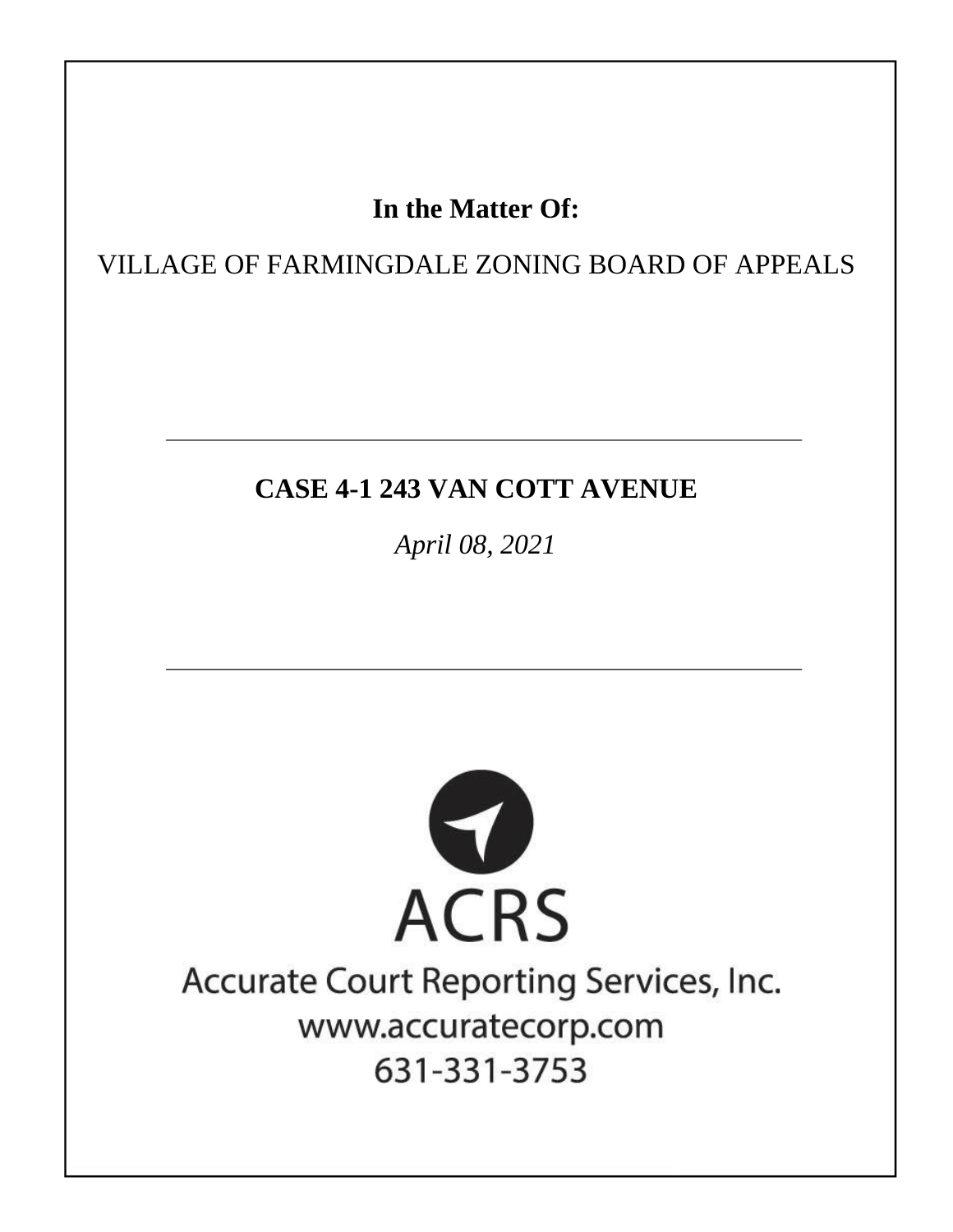**In the Matter Of:**

VILLAGE OF FARMINGDALE ZONING BOARD OF APPEALS

---

**CASE 4-1 243 VAN COTT AVENUE**

*April 08, 2021*

---

ACRS

Accurate Court Reporting Services, Inc.

www.accuratecorp.com

631-331-3753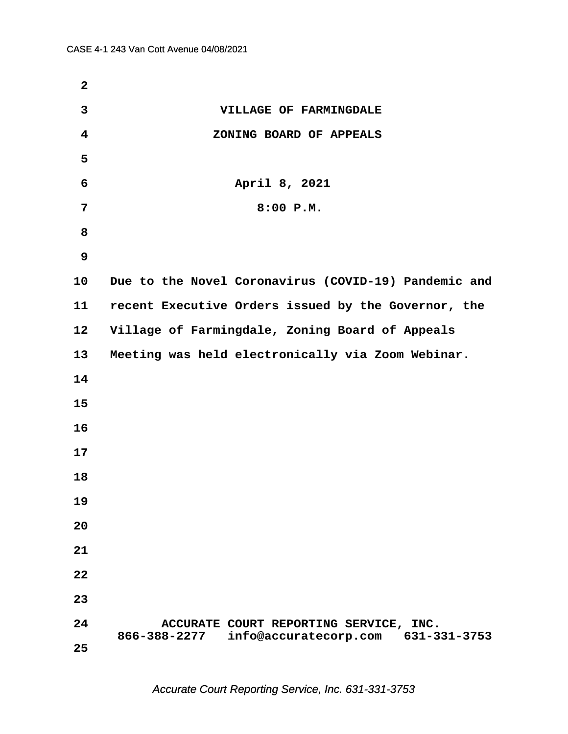VILLAGE OF FARMINGDALE

ZONING BOARD OF APPEALS

April 8, 2021

8:00 P.M.

Due to the Novel Coronavirus (COVID-19) Pandemic and recent Executive Orders issued by the Governor, the Village of Farmingdale, Zoning Board of Appeals Meeting was held electronically via Zoom Webinar.

ACCURATE COURT REPORTING SERVICE, INC.
866-388-2277 info@accuratecorp.com 631-331-3753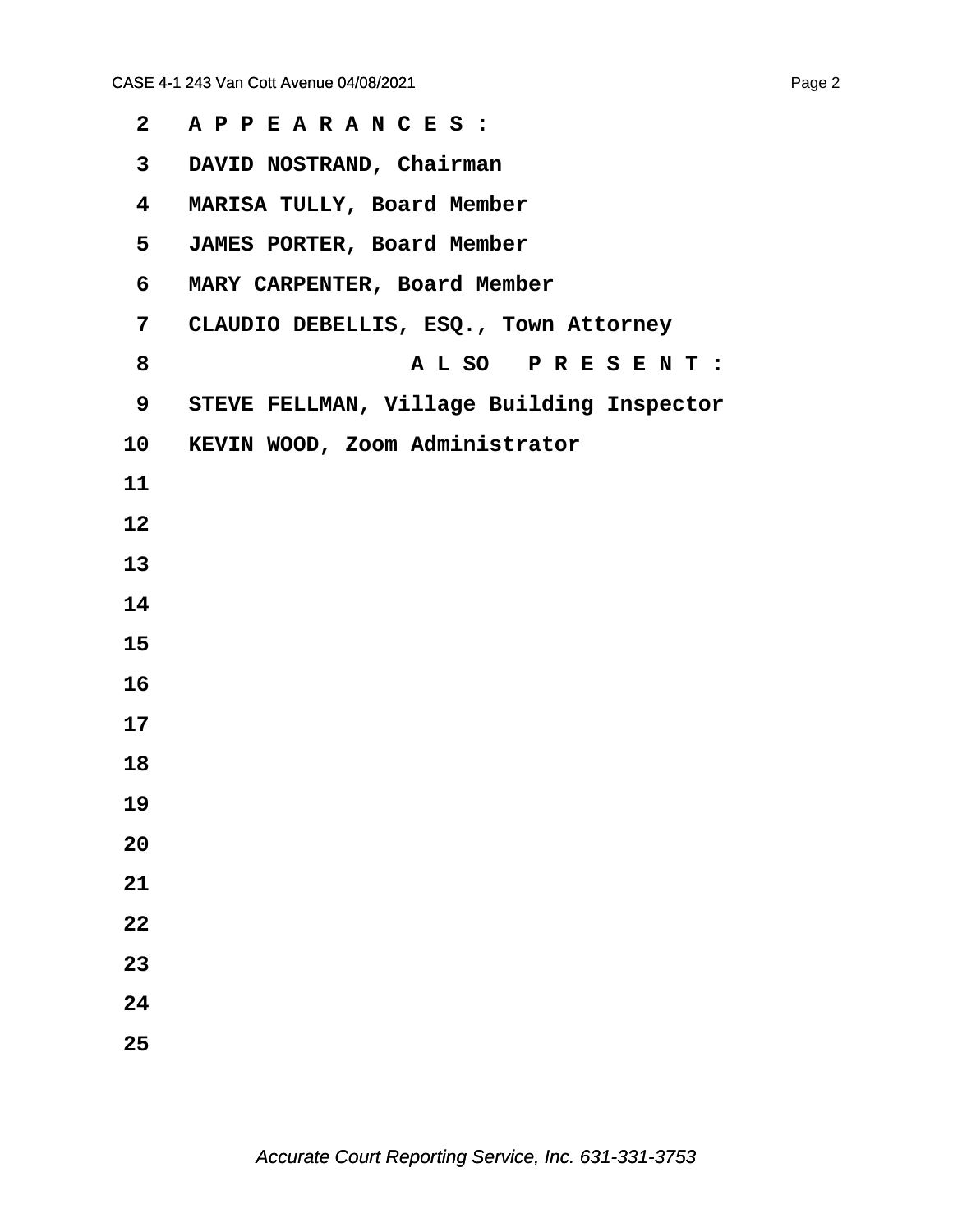A P P E A R A N C E S :

DAVID NOSTRAND, Chairman

MARISA TULLY, Board Member

JAMES PORTER, Board Member

MARY CARPENTER, Board Member

CLAUDIO DEBELLIS, ESQ., Town Attorney

A L SO P R E S E N T :

STEVE FELLMAN, Village Building Inspector

KEVIN WOOD, Zoom Administrator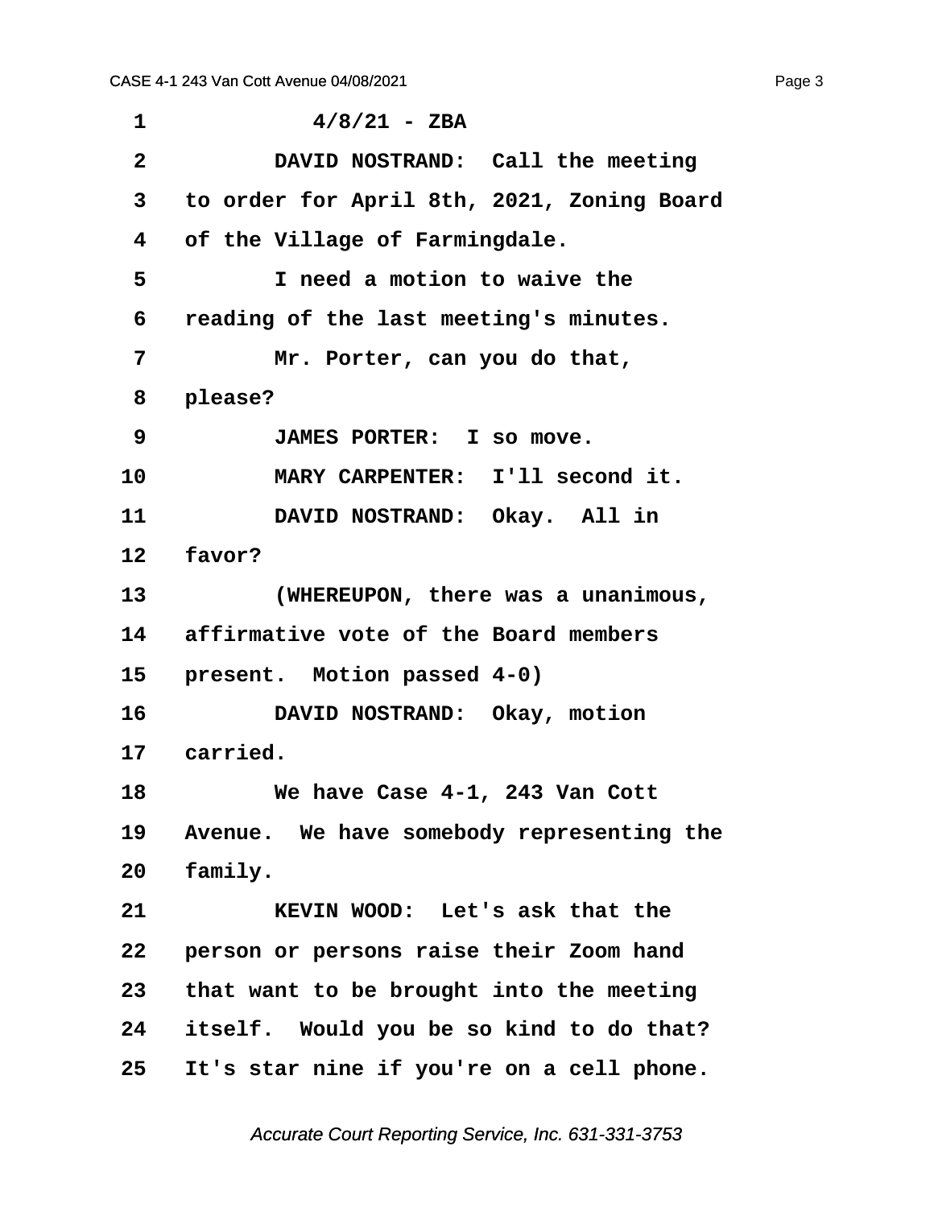4/8/21 - ZBA

DAVID NOSTRAND: Call the meeting to order for April 8th, 2021, Zoning Board of the Village of Farmingdale.

I need a motion to waive the reading of the last meeting's minutes.

Mr. Porter, can you do that, please?

JAMES PORTER: I so move.

MARY CARPENTER: I'll second it.

DAVID NOSTRAND: Okay. All in favor?

(WHEREUPON, there was a unanimous, affirmative vote of the Board members present. Motion passed 4-0)

DAVID NOSTRAND: Okay, motion carried.

We have Case 4-1, 243 Van Cott Avenue. We have somebody representing the family.

KEVIN WOOD: Let's ask that the person or persons raise their Zoom hand that want to be brought into the meeting itself. Would you be so kind to do that? It's star nine if you're on a cell phone.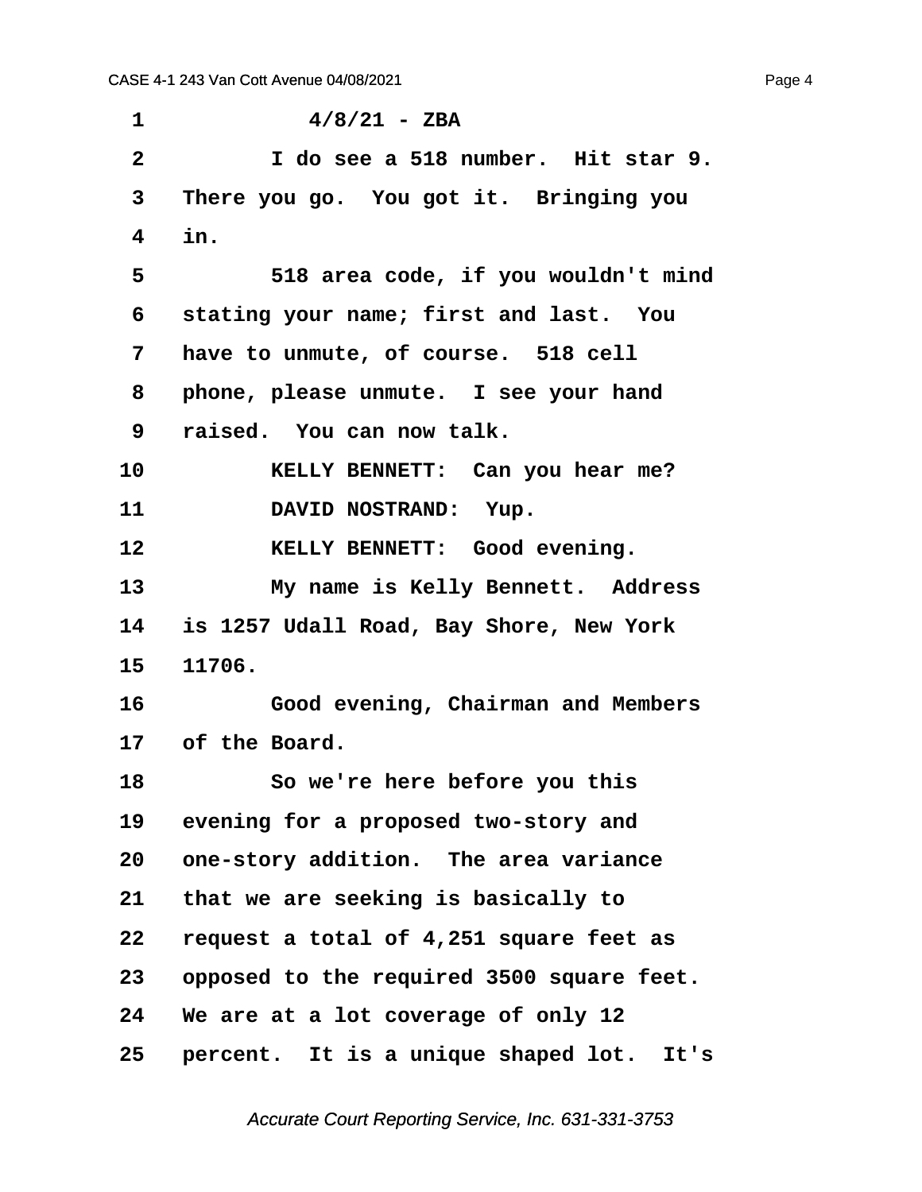4/8/21 - ZBA

I do see a 518 number. Hit star 9. There you go. You got it. Bringing you in.

518 area code, if you wouldn't mind stating your name; first and last. You have to unmute, of course. 518 cell phone, please unmute. I see your hand raised. You can now talk.

KELLY BENNETT: Can you hear me?

DAVID NOSTRAND: Yup.

KELLY BENNETT: Good evening.

My name is Kelly Bennett. Address is 1257 Udall Road, Bay Shore, New York 11706.

Good evening, Chairman and Members of the Board.

So we're here before you this evening for a proposed two-story and one-story addition. The area variance that we are seeking is basically to request a total of 4,251 square feet as opposed to the required 3500 square feet. We are at a lot coverage of only 12 percent. It is a unique shaped lot. It's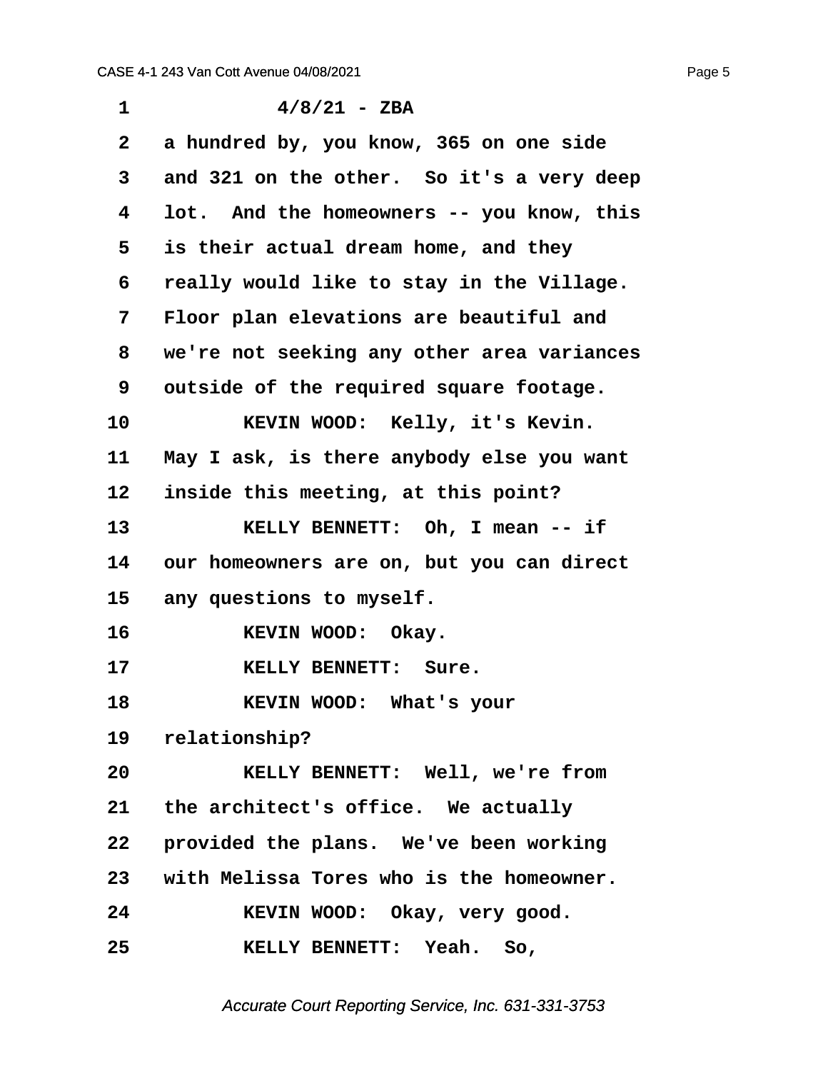1 4/8/21 - ZBA

2 a hundred by, you know, 365 on one side

3 and 321 on the other. So it's a very deep

4 lot. And the homeowners -- you know, this

5 is their actual dream home, and they

6 really would like to stay in the Village.

7 Floor plan elevations are beautiful and

8 we're not seeking any other area variances

9 outside of the required square footage.

10 KEVIN WOOD: Kelly, it's Kevin.

11 May I ask, is there anybody else you want

12 inside this meeting, at this point?

13 KELLY BENNETT: Oh, I mean -- if

14 our homeowners are on, but you can direct

15 any questions to myself.

16 KEVIN WOOD: Okay.

17 KELLY BENNETT: Sure.

18 KEVIN WOOD: What's your

19 relationship?

20 KELLY BENNETT: Well, we're from

21 the architect's office. We actually

22 provided the plans. We've been working

23 with Melissa Tores who is the homeowner.

24 KEVIN WOOD: Okay, very good.

25 KELLY BENNETT: Yeah. So,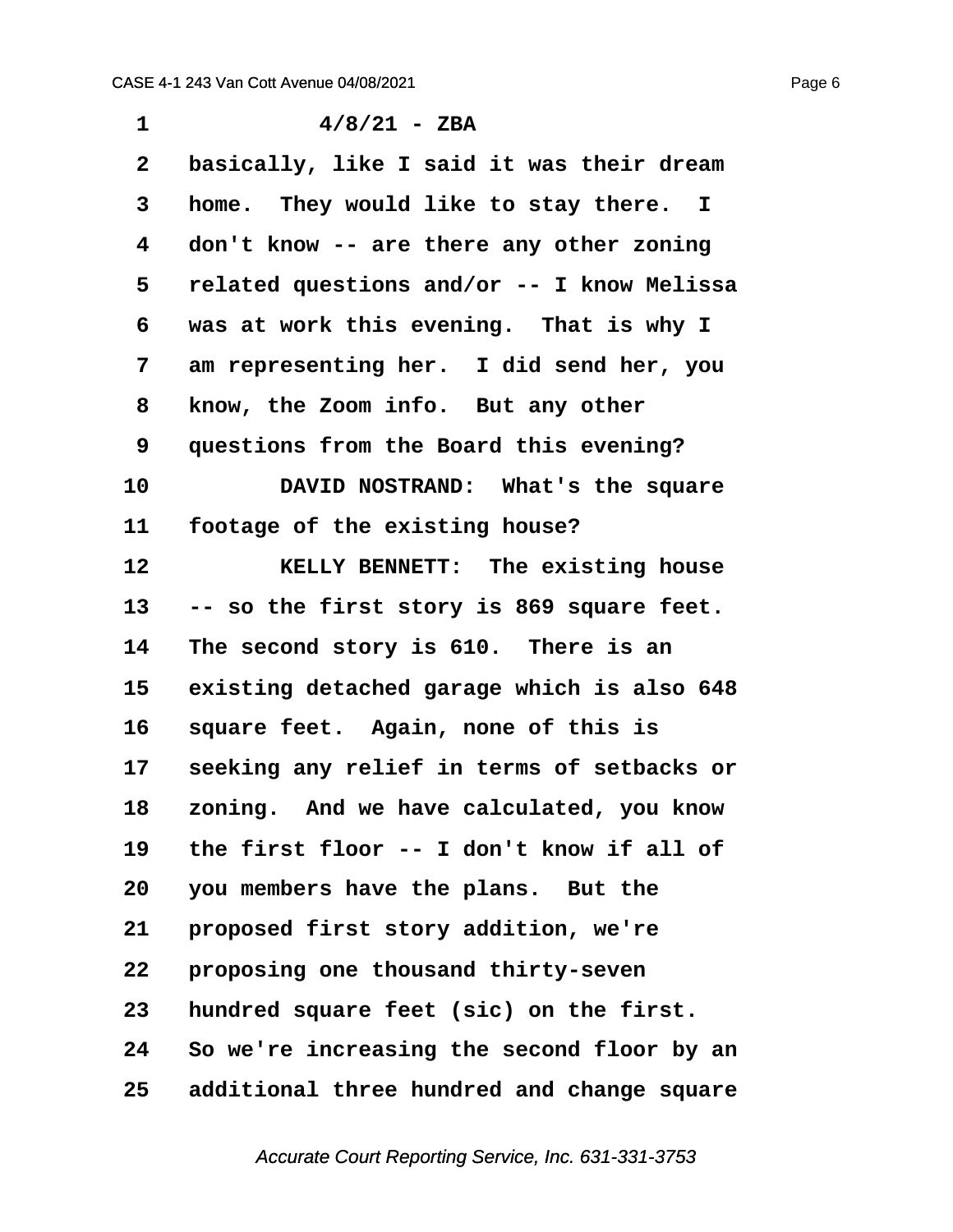4/8/21 - ZBA

basically, like I said it was their dream home. They would like to stay there. I don't know -- are there any other zoning related questions and/or -- I know Melissa was at work this evening. That is why I am representing her. I did send her, you know, the Zoom info. But any other questions from the Board this evening?

DAVID NOSTRAND: What's the square footage of the existing house?

KELLY BENNETT: The existing house -- so the first story is 869 square feet. The second story is 610. There is an existing detached garage which is also 648 square feet. Again, none of this is seeking any relief in terms of setbacks or zoning. And we have calculated, you know the first floor -- I don't know if all of you members have the plans. But the proposed first story addition, we're proposing one thousand thirty-seven hundred square feet (sic) on the first. So we're increasing the second floor by an additional three hundred and change square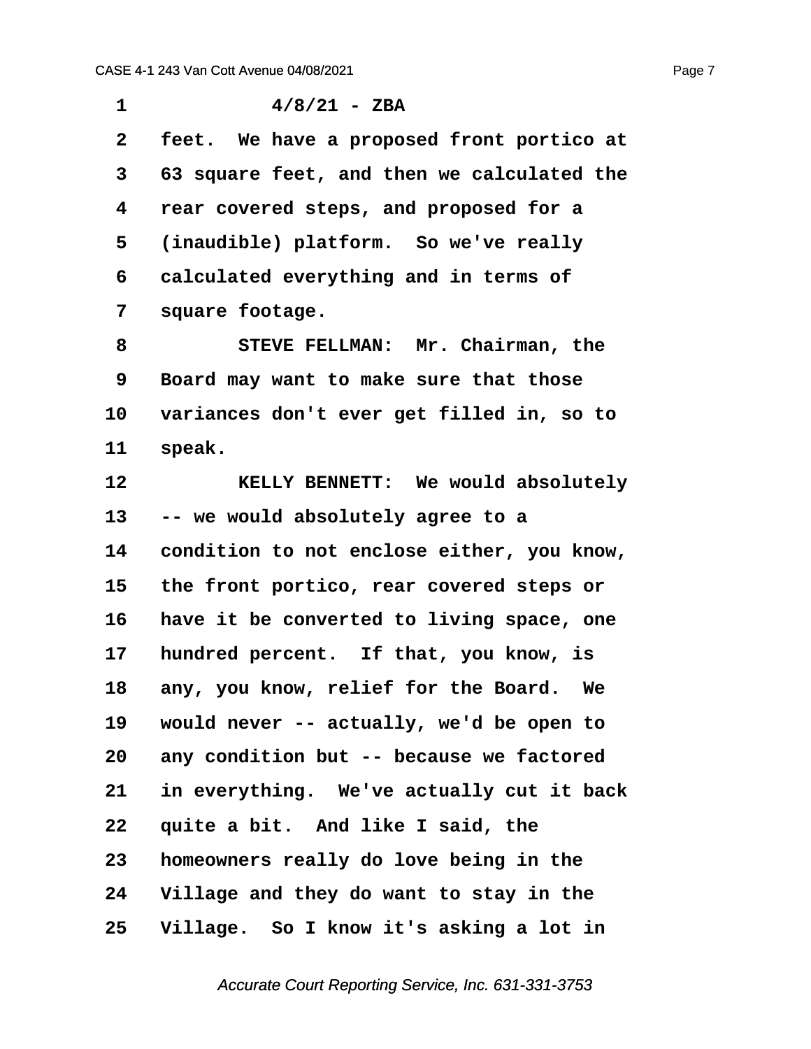4/8/21 - ZBA

feet. We have a proposed front portico at 63 square feet, and then we calculated the rear covered steps, and proposed for a (inaudible) platform. So we've really calculated everything and in terms of square footage.

STEVE FELLMAN: Mr. Chairman, the Board may want to make sure that those variances don't ever get filled in, so to speak.

KELLY BENNETT: We would absolutely -- we would absolutely agree to a condition to not enclose either, you know, the front portico, rear covered steps or have it be converted to living space, one hundred percent. If that, you know, is any, you know, relief for the Board. We would never -- actually, we'd be open to any condition but -- because we factored in everything. We've actually cut it back quite a bit. And like I said, the homeowners really do love being in the Village and they do want to stay in the Village. So I know it's asking a lot in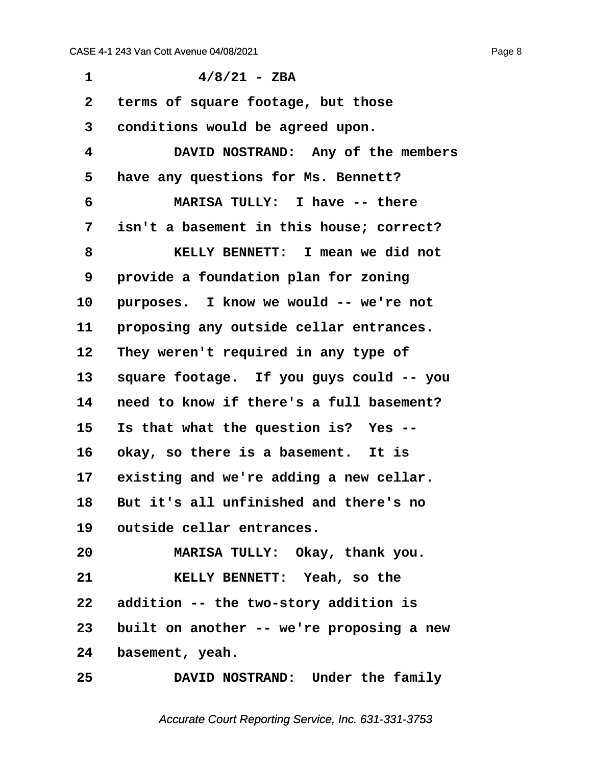4/8/21 - ZBA

terms of square footage, but those conditions would be agreed upon.

**DAVID NOSTRAND:** Any of the members have any questions for Ms. Bennett?

**MARISA TULLY:** I have -- there isn't a basement in this house; correct?

**KELLY BENNETT:** I mean we did not provide a foundation plan for zoning purposes. I know we would -- we're not proposing any outside cellar entrances. They weren't required in any type of square footage. If you guys could -- you need to know if there's a full basement? Is that what the question is? Yes -- okay, so there is a basement. It is existing and we're adding a new cellar. But it's all unfinished and there's no outside cellar entrances.

**MARISA TULLY:** Okay, thank you.

**KELLY BENNETT:** Yeah, so the addition -- the two-story addition is built on another -- we're proposing a new basement, yeah.

**DAVID NOSTRAND:** Under the family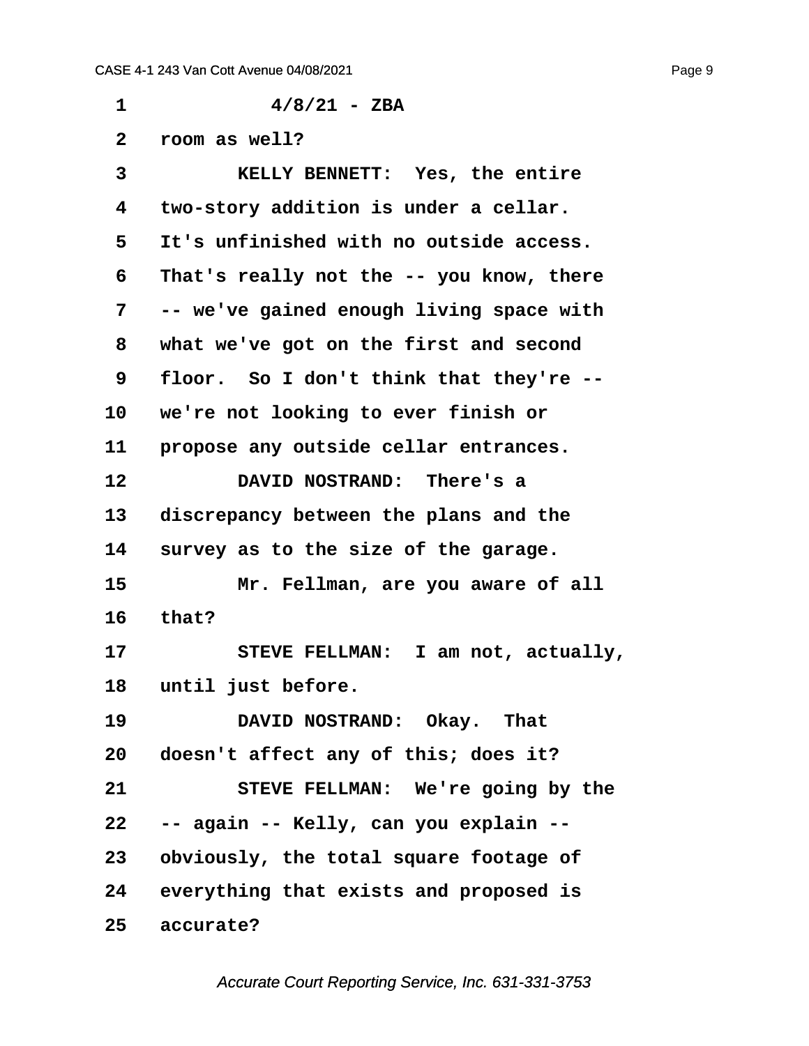4/8/21 - ZBA

room as well?

KELLY BENNETT: Yes, the entire two-story addition is under a cellar. It's unfinished with no outside access. That's really not the -- you know, there -- we've gained enough living space with what we've got on the first and second floor. So I don't think that they're -- we're not looking to ever finish or propose any outside cellar entrances.

DAVID NOSTRAND: There's a discrepancy between the plans and the survey as to the size of the garage.

Mr. Fellman, are you aware of all that?

STEVE FELLMAN: I am not, actually, until just before.

DAVID NOSTRAND: Okay. That doesn't affect any of this; does it?

STEVE FELLMAN: We're going by the -- again -- Kelly, can you explain -- obviously, the total square footage of everything that exists and proposed is accurate?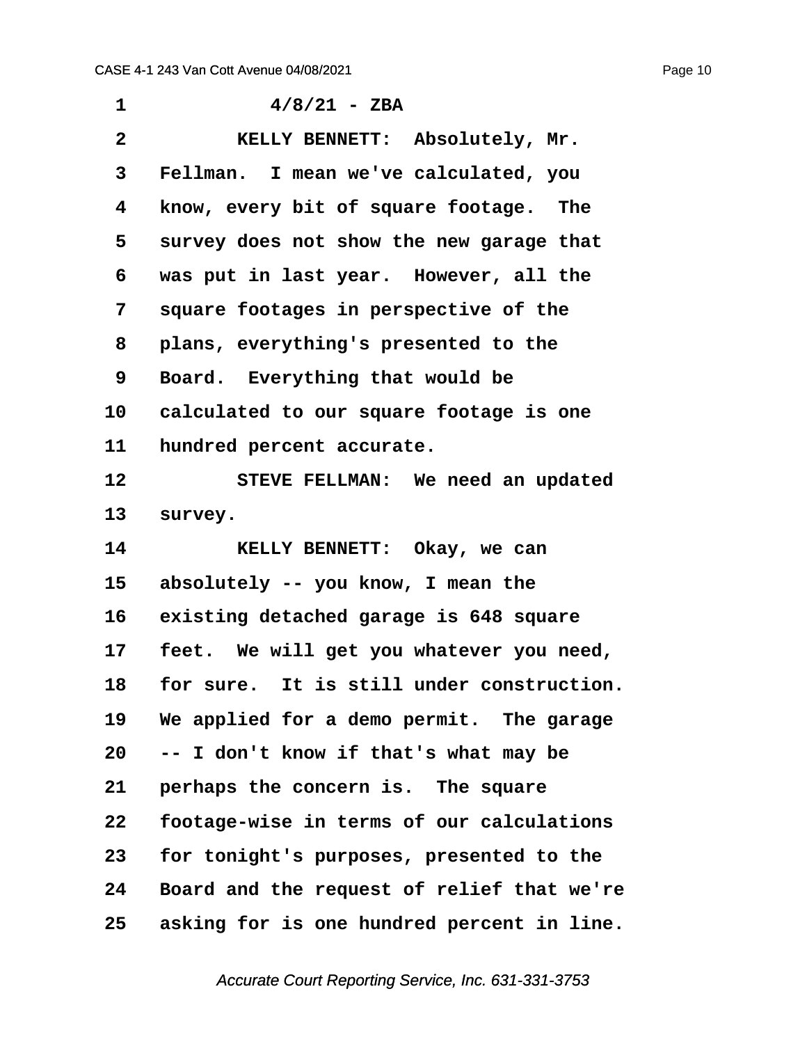4/8/21 - ZBA

KELLY BENNETT: Absolutely, Mr. Fellman. I mean we've calculated, you know, every bit of square footage. The survey does not show the new garage that was put in last year. However, all the square footages in perspective of the plans, everything's presented to the Board. Everything that would be calculated to our square footage is one hundred percent accurate.

STEVE FELLMAN: We need an updated survey.

KELLY BENNETT: Okay, we can absolutely -- you know, I mean the existing detached garage is 648 square feet. We will get you whatever you need, for sure. It is still under construction. We applied for a demo permit. The garage -- I don't know if that's what may be perhaps the concern is. The square footage-wise in terms of our calculations for tonight's purposes, presented to the Board and the request of relief that we're asking for is one hundred percent in line.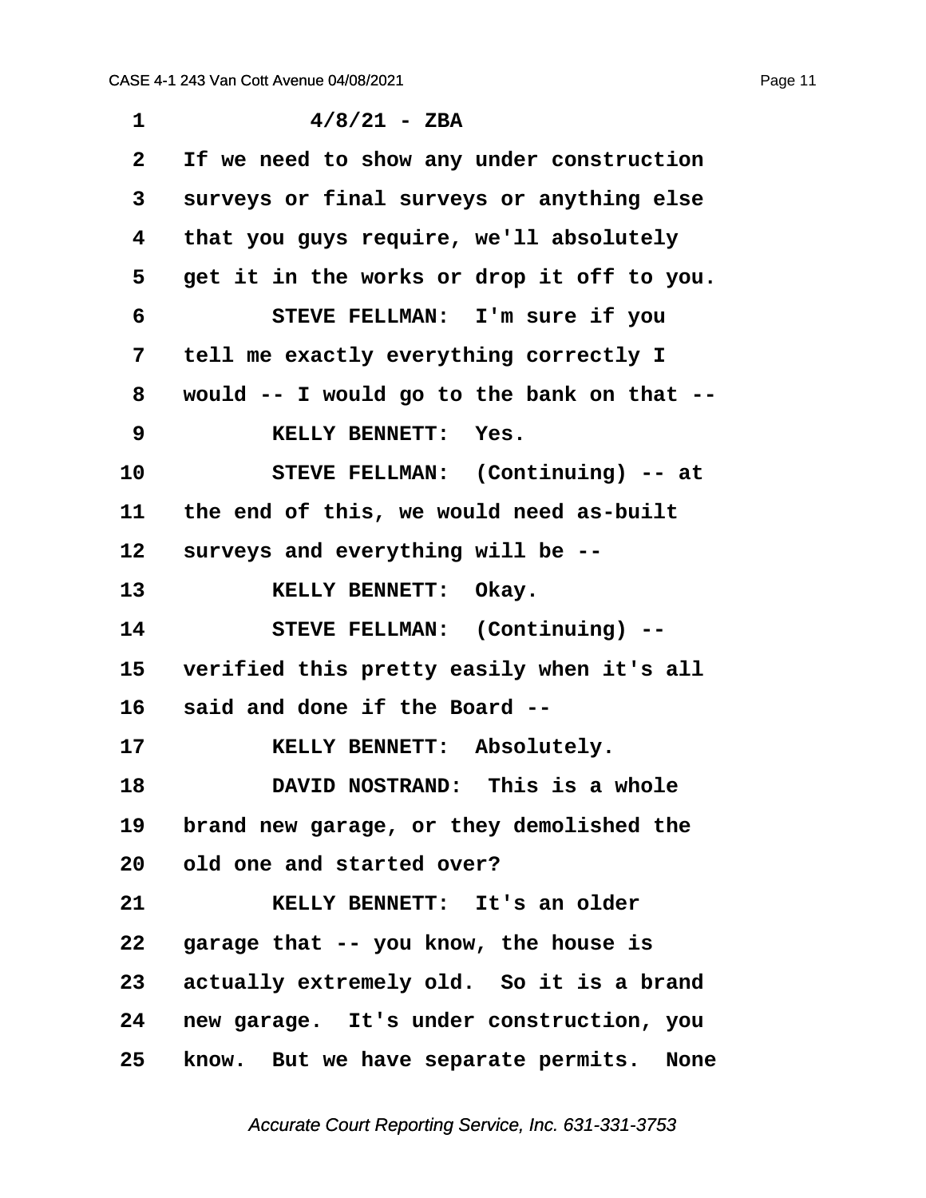4/8/21 - ZBA

If we need to show any under construction surveys or final surveys or anything else that you guys require, we'll absolutely get it in the works or drop it off to you.

STEVE FELLMAN: I'm sure if you tell me exactly everything correctly I would -- I would go to the bank on that --

KELLY BENNETT: Yes.

STEVE FELLMAN: (Continuing) -- at the end of this, we would need as-built surveys and everything will be --

KELLY BENNETT: Okay.

STEVE FELLMAN: (Continuing) -- verified this pretty easily when it's all said and done if the Board --

KELLY BENNETT: Absolutely.

DAVID NOSTRAND: This is a whole brand new garage, or they demolished the old one and started over?

KELLY BENNETT: It's an older garage that -- you know, the house is actually extremely old. So it is a brand new garage. It's under construction, you know. But we have separate permits. None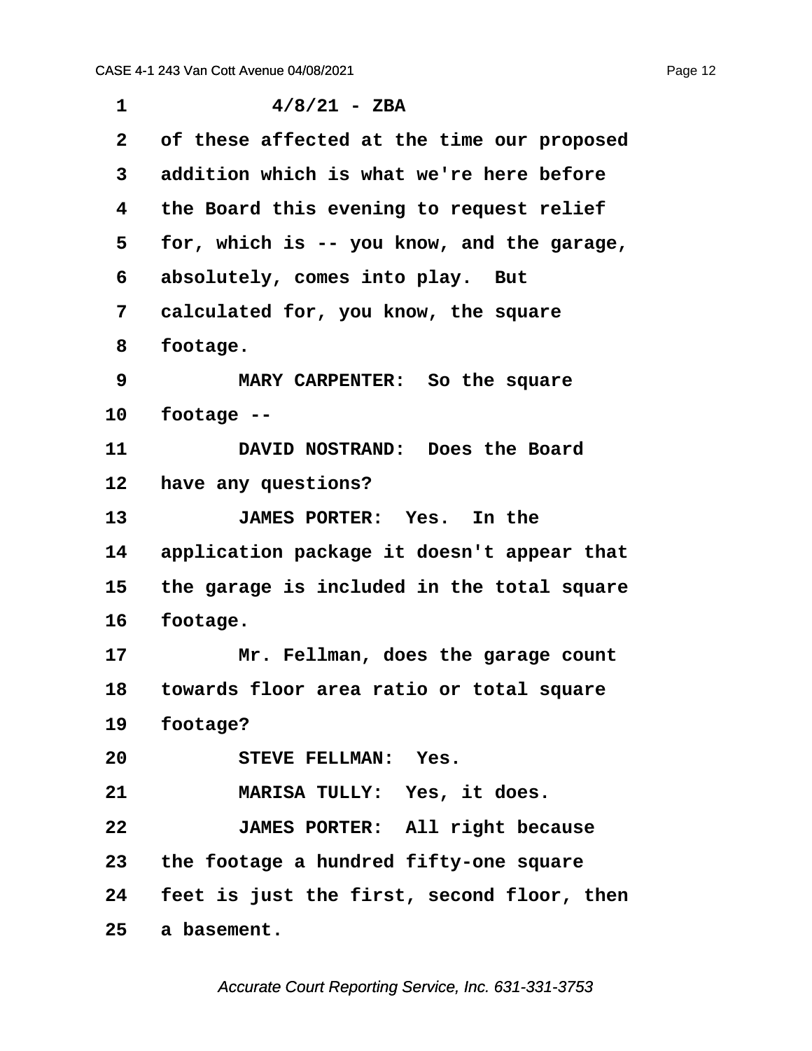1 4/8/21 - ZBA

2 of these affected at the time our proposed

3 addition which is what we're here before

4 the Board this evening to request relief

5 for, which is -- you know, and the garage,

6 absolutely, comes into play. But

7 calculated for, you know, the square

8 footage.

9 MARY CARPENTER: So the square

10 footage --

11 DAVID NOSTRAND: Does the Board

12 have any questions?

13 JAMES PORTER: Yes. In the

14 application package it doesn't appear that

15 the garage is included in the total square

16 footage.

17 Mr. Fellman, does the garage count

18 towards floor area ratio or total square

19 footage?

20 STEVE FELLMAN: Yes.

21 MARISA TULLY: Yes, it does.

22 JAMES PORTER: All right because

23 the footage a hundred fifty-one square

24 feet is just the first, second floor, then

25 a basement.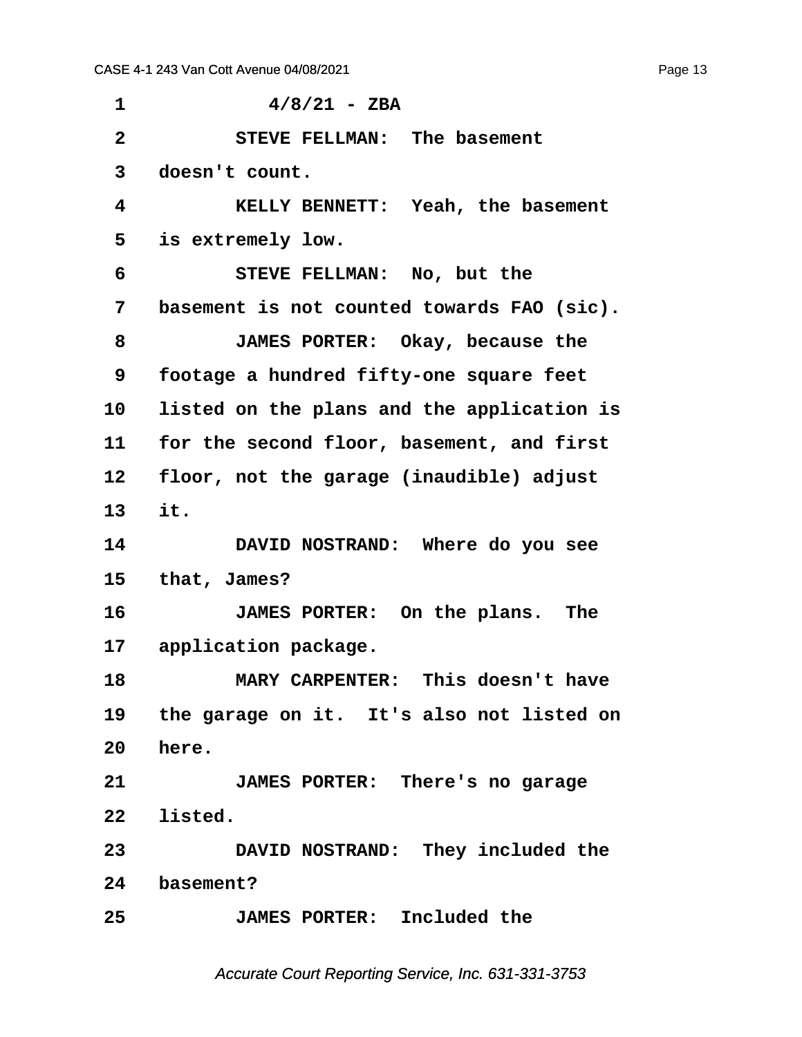4/8/21 - ZBA

STEVE FELLMAN: The basement doesn't count.

KELLY BENNETT: Yeah, the basement is extremely low.

STEVE FELLMAN: No, but the basement is not counted towards FAO (sic).

JAMES PORTER: Okay, because the footage a hundred fifty-one square feet listed on the plans and the application is for the second floor, basement, and first floor, not the garage (inaudible) adjust it.

DAVID NOSTRAND: Where do you see that, James?

JAMES PORTER: On the plans. The application package.

MARY CARPENTER: This doesn't have the garage on it. It's also not listed on here.

JAMES PORTER: There's no garage listed.

DAVID NOSTRAND: They included the basement?

JAMES PORTER: Included the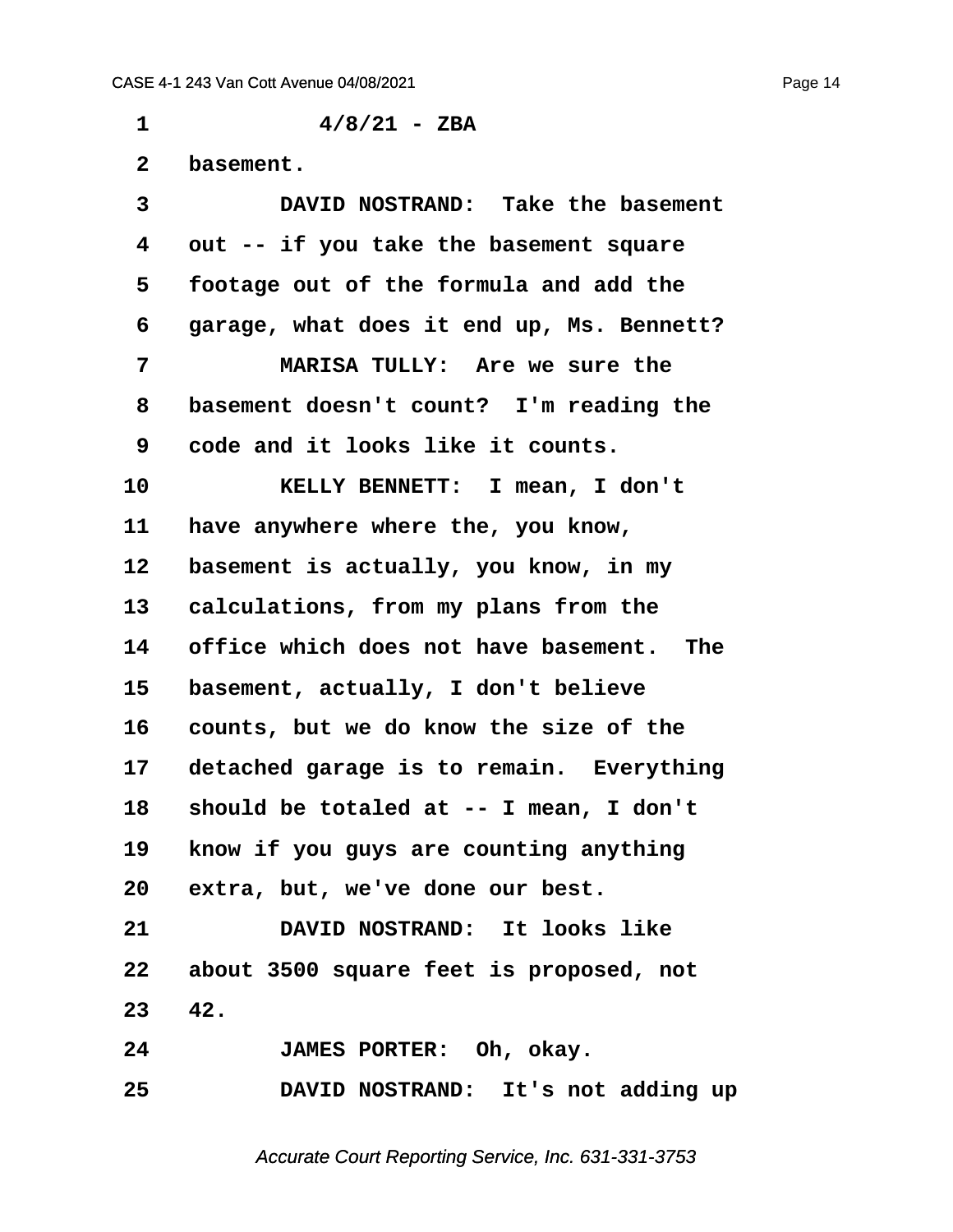4/8/21 - ZBA

basement.

DAVID NOSTRAND: Take the basement out -- if you take the basement square footage out of the formula and add the garage, what does it end up, Ms. Bennett?

MARISA TULLY: Are we sure the basement doesn't count? I'm reading the code and it looks like it counts.

KELLY BENNETT: I mean, I don't have anywhere where the, you know, basement is actually, you know, in my calculations, from my plans from the office which does not have basement. The basement, actually, I don't believe counts, but we do know the size of the detached garage is to remain. Everything should be totaled at -- I mean, I don't know if you guys are counting anything extra, but, we've done our best.

DAVID NOSTRAND: It looks like about 3500 square feet is proposed, not 42.

JAMES PORTER: Oh, okay.

DAVID NOSTRAND: It's not adding up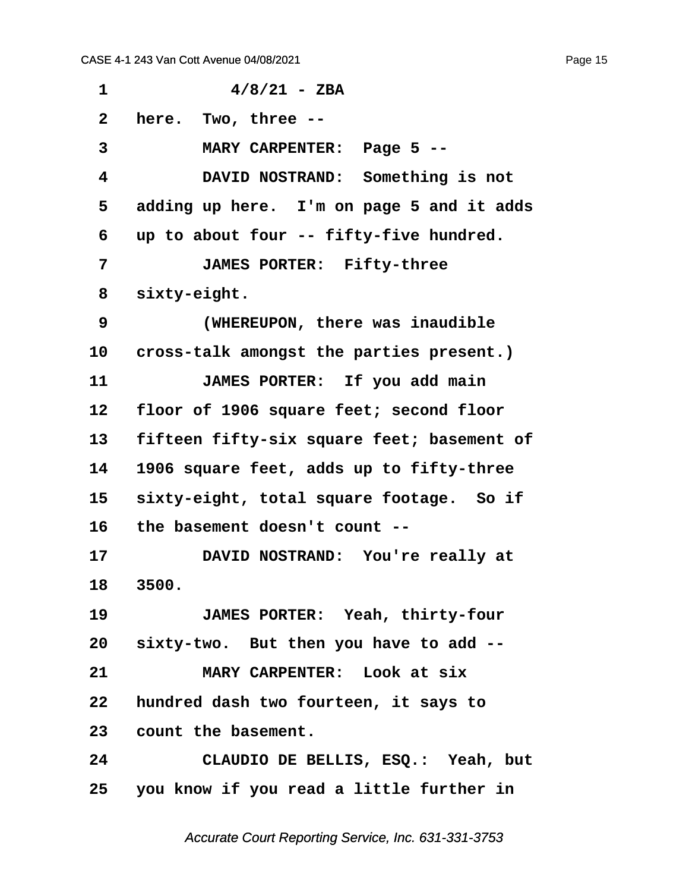4/8/21 - ZBA

here. Two, three --

MARY CARPENTER: Page 5 --

DAVID NOSTRAND: Something is not adding up here. I'm on page 5 and it adds up to about four -- fifty-five hundred.

JAMES PORTER: Fifty-three sixty-eight.

(WHEREUPON, there was inaudible cross-talk amongst the parties present.)

JAMES PORTER: If you add main floor of 1906 square feet; second floor fifteen fifty-six square feet; basement of 1906 square feet, adds up to fifty-three sixty-eight, total square footage. So if the basement doesn't count --

DAVID NOSTRAND: You're really at 3500.

JAMES PORTER: Yeah, thirty-four sixty-two. But then you have to add --

MARY CARPENTER: Look at six hundred dash two fourteen, it says to count the basement.

CLAUDIO DE BELLIS, ESQ.: Yeah, but you know if you read a little further in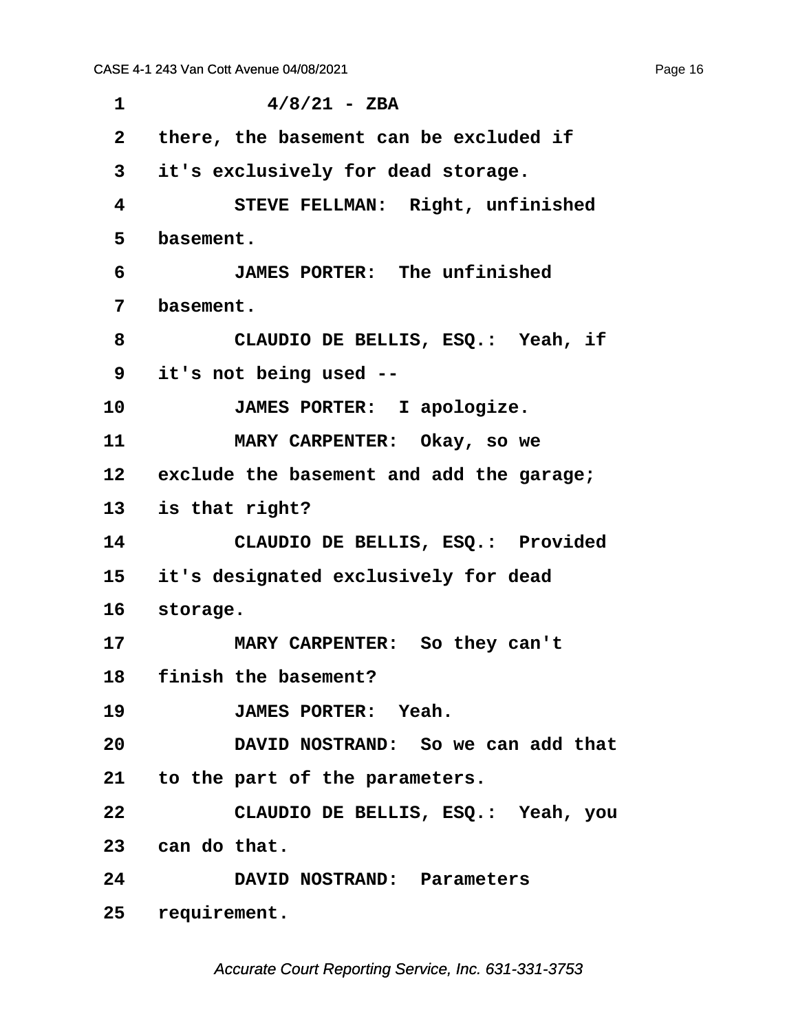4/8/21 - ZBA

there, the basement can be excluded if it's exclusively for dead storage.

STEVE FELLMAN: Right, unfinished basement.

JAMES PORTER: The unfinished basement.

CLAUDIO DE BELLIS, ESQ.: Yeah, if it's not being used --

JAMES PORTER: I apologize.

MARY CARPENTER: Okay, so we exclude the basement and add the garage; is that right?

CLAUDIO DE BELLIS, ESQ.: Provided it's designated exclusively for dead storage.

MARY CARPENTER: So they can't finish the basement?

JAMES PORTER: Yeah.

DAVID NOSTRAND: So we can add that to the part of the parameters.

CLAUDIO DE BELLIS, ESQ.: Yeah, you can do that.

DAVID NOSTRAND: Parameters requirement.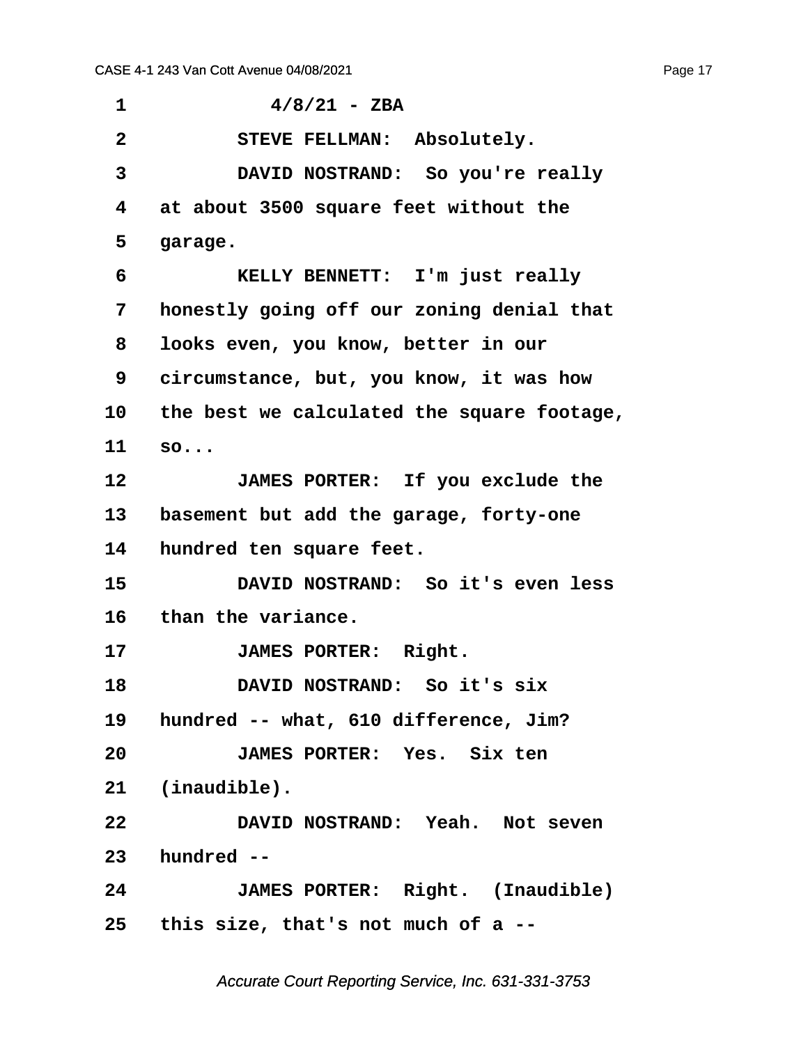4/8/21 - ZBA

STEVE FELLMAN: Absolutely.

DAVID NOSTRAND: So you're really at about 3500 square feet without the garage.

KELLY BENNETT: I'm just really honestly going off our zoning denial that looks even, you know, better in our circumstance, but, you know, it was how the best we calculated the square footage, so...

JAMES PORTER: If you exclude the basement but add the garage, forty-one hundred ten square feet.

DAVID NOSTRAND: So it's even less than the variance.

JAMES PORTER: Right.

DAVID NOSTRAND: So it's six hundred -- what, 610 difference, Jim?

JAMES PORTER: Yes. Six ten (inaudible).

DAVID NOSTRAND: Yeah. Not seven hundred --

JAMES PORTER: Right. (Inaudible) this size, that's not much of a --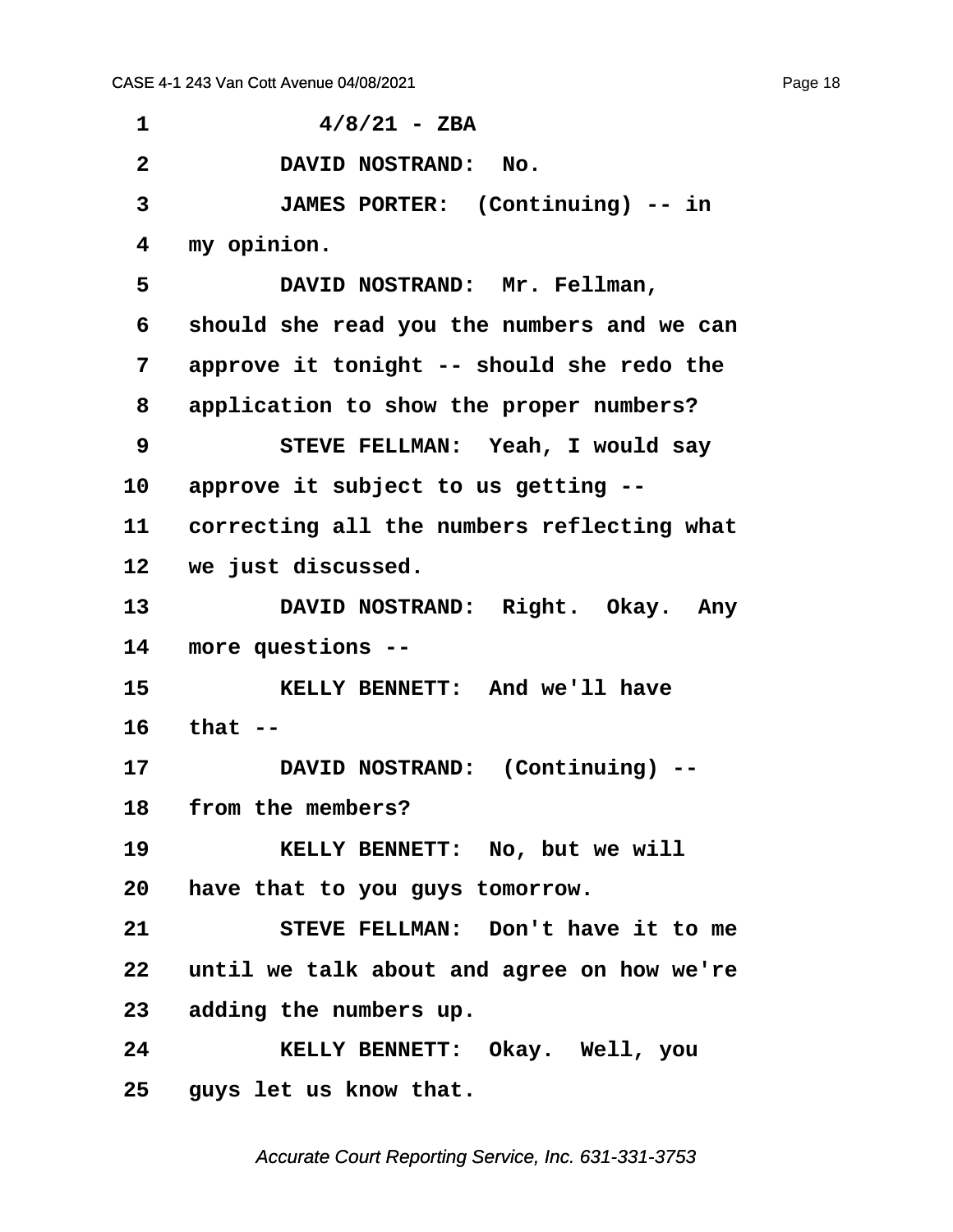4/8/21 - ZBA

DAVID NOSTRAND: No.

JAMES PORTER: (Continuing) -- in my opinion.

DAVID NOSTRAND: Mr. Fellman, should she read you the numbers and we can approve it tonight -- should she redo the application to show the proper numbers?

STEVE FELLMAN: Yeah, I would say approve it subject to us getting -- correcting all the numbers reflecting what we just discussed.

DAVID NOSTRAND: Right. Okay. Any more questions --

KELLY BENNETT: And we'll have that --

DAVID NOSTRAND: (Continuing) -- from the members?

KELLY BENNETT: No, but we will have that to you guys tomorrow.

STEVE FELLMAN: Don't have it to me until we talk about and agree on how we're adding the numbers up.

KELLY BENNETT: Okay. Well, you guys let us know that.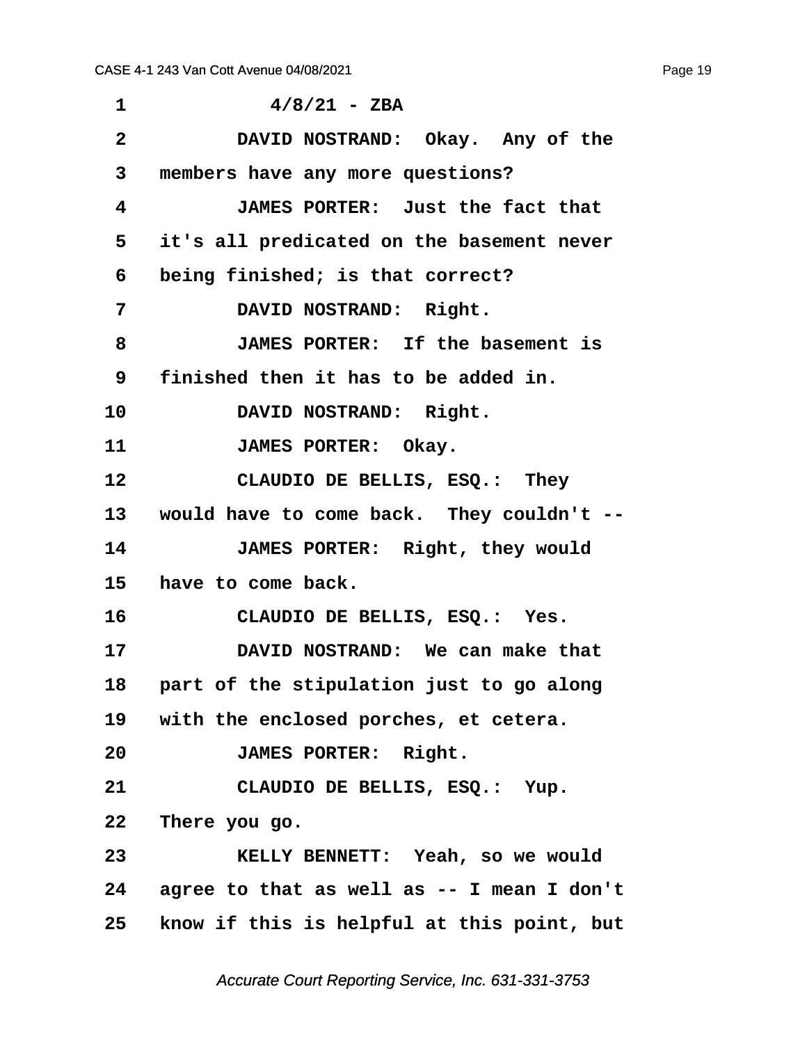4/8/21 - ZBA

DAVID NOSTRAND: Okay. Any of the members have any more questions?

JAMES PORTER: Just the fact that it's all predicated on the basement never being finished; is that correct?

DAVID NOSTRAND: Right.

JAMES PORTER: If the basement is finished then it has to be added in.

DAVID NOSTRAND: Right.

JAMES PORTER: Okay.

CLAUDIO DE BELLIS, ESQ.: They would have to come back. They couldn't --

JAMES PORTER: Right, they would have to come back.

CLAUDIO DE BELLIS, ESQ.: Yes.

DAVID NOSTRAND: We can make that part of the stipulation just to go along with the enclosed porches, et cetera.

JAMES PORTER: Right.

CLAUDIO DE BELLIS, ESQ.: Yup. There you go.

KELLY BENNETT: Yeah, so we would agree to that as well as -- I mean I don't know if this is helpful at this point, but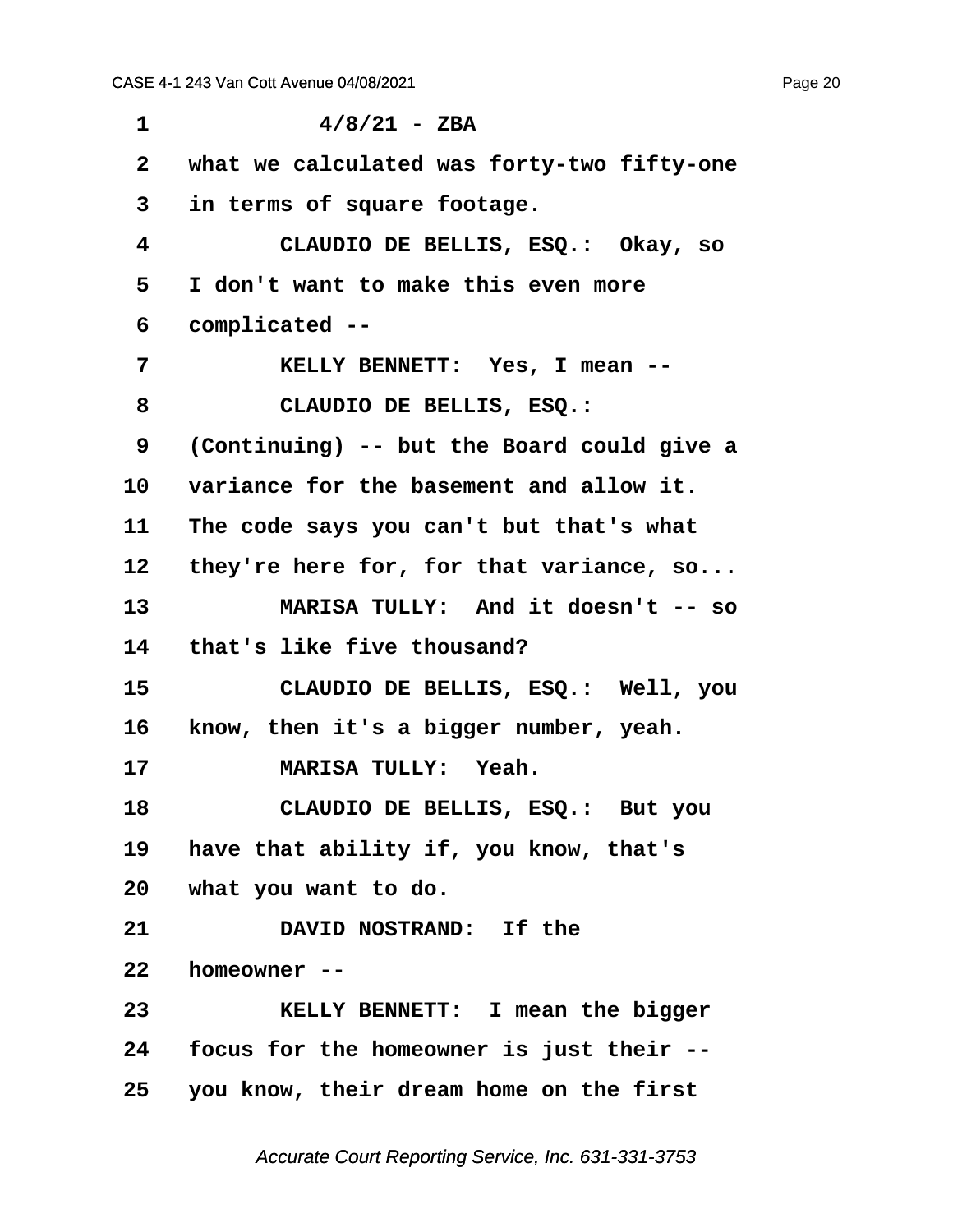4/8/21 - ZBA

what we calculated was forty-two fifty-one in terms of square footage.

CLAUDIO DE BELLIS, ESQ.: Okay, so I don't want to make this even more complicated --

KELLY BENNETT: Yes, I mean --

CLAUDIO DE BELLIS, ESQ.: (Continuing) -- but the Board could give a variance for the basement and allow it. The code says you can't but that's what they're here for, for that variance, so...

MARISA TULLY: And it doesn't -- so that's like five thousand?

CLAUDIO DE BELLIS, ESQ.: Well, you know, then it's a bigger number, yeah.

MARISA TULLY: Yeah.

CLAUDIO DE BELLIS, ESQ.: But you have that ability if, you know, that's what you want to do.

DAVID NOSTRAND: If the homeowner --

KELLY BENNETT: I mean the bigger focus for the homeowner is just their -- you know, their dream home on the first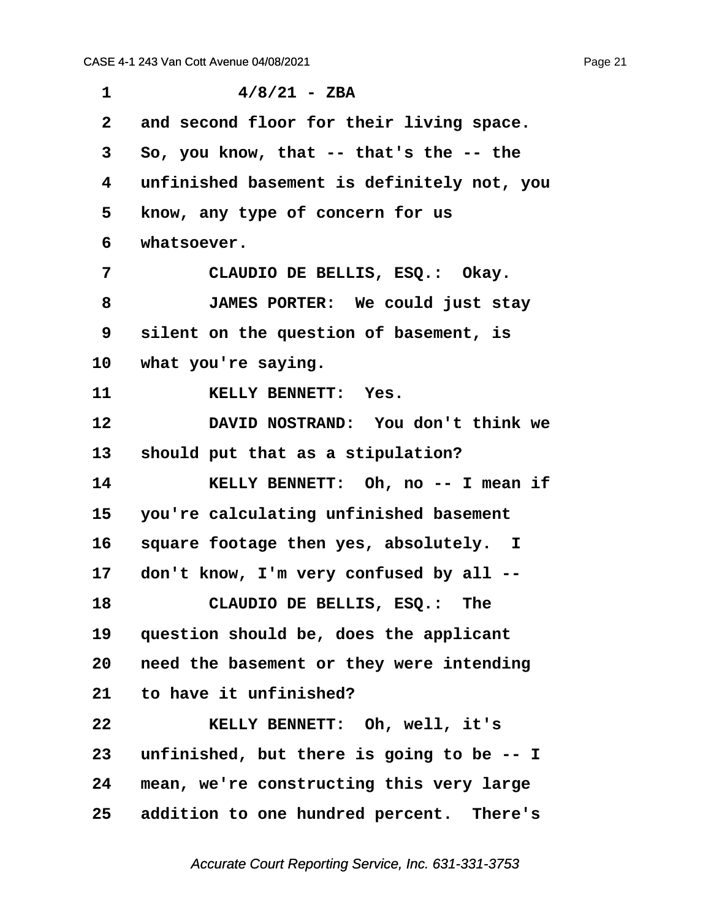4/8/21 - ZBA

and second floor for their living space. So, you know, that -- that's the -- the unfinished basement is definitely not, you know, any type of concern for us whatsoever.

CLAUDIO DE BELLIS, ESQ.: Okay.

JAMES PORTER: We could just stay silent on the question of basement, is what you're saying.

KELLY BENNETT: Yes.

DAVID NOSTRAND: You don't think we should put that as a stipulation?

KELLY BENNETT: Oh, no -- I mean if you're calculating unfinished basement square footage then yes, absolutely. I don't know, I'm very confused by all --

CLAUDIO DE BELLIS, ESQ.: The question should be, does the applicant need the basement or they were intending to have it unfinished?

KELLY BENNETT: Oh, well, it's unfinished, but there is going to be -- I mean, we're constructing this very large addition to one hundred percent. There's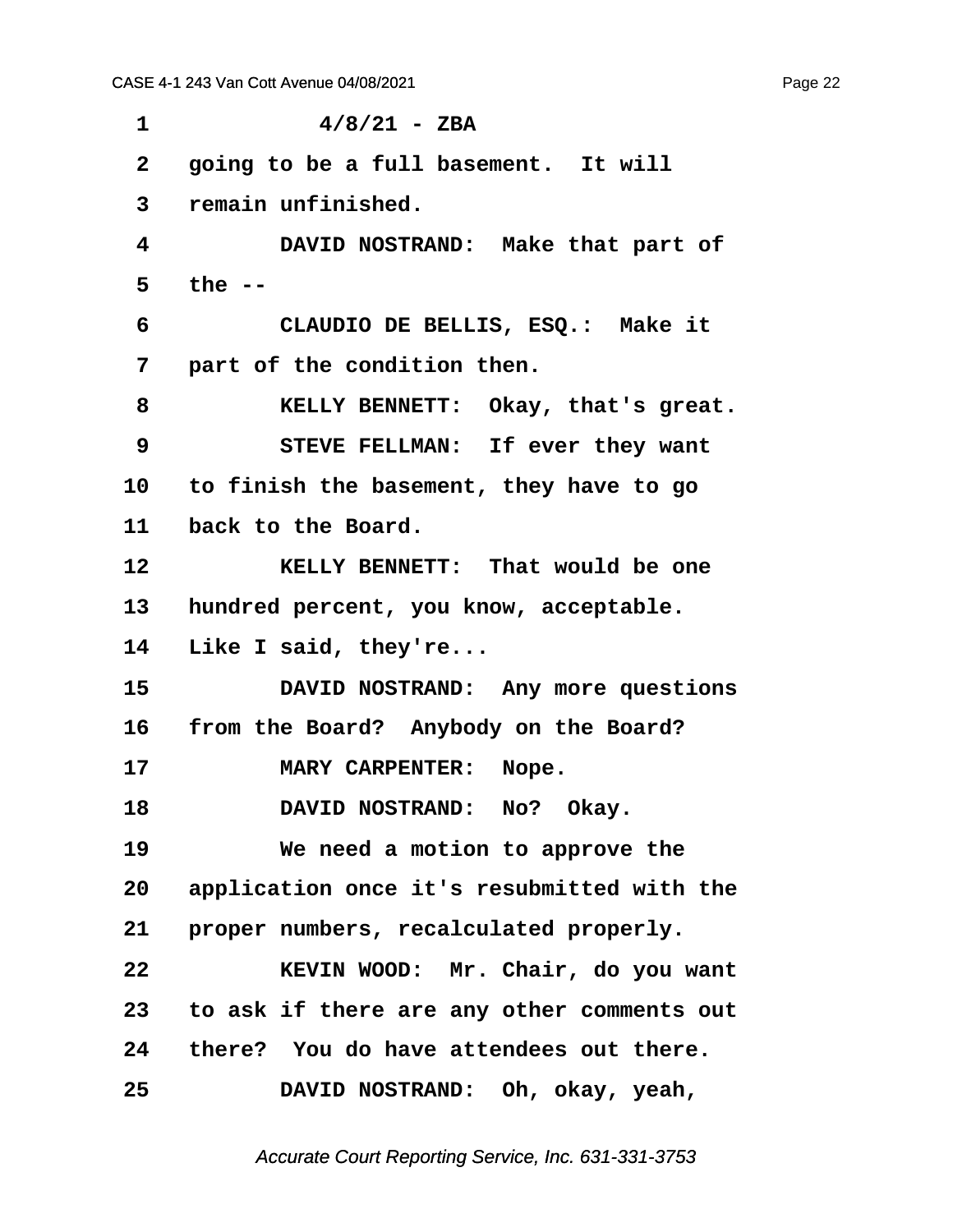4/8/21 - ZBA

going to be a full basement. It will remain unfinished.

DAVID NOSTRAND: Make that part of the --

CLAUDIO DE BELLIS, ESQ.: Make it part of the condition then.

KELLY BENNETT: Okay, that's great.

STEVE FELLMAN: If ever they want to finish the basement, they have to go back to the Board.

KELLY BENNETT: That would be one hundred percent, you know, acceptable. Like I said, they're...

DAVID NOSTRAND: Any more questions from the Board? Anybody on the Board?

MARY CARPENTER: Nope.

DAVID NOSTRAND: No? Okay.

We need a motion to approve the application once it's resubmitted with the proper numbers, recalculated properly.

KEVIN WOOD: Mr. Chair, do you want to ask if there are any other comments out there? You do have attendees out there.

DAVID NOSTRAND: Oh, okay, yeah,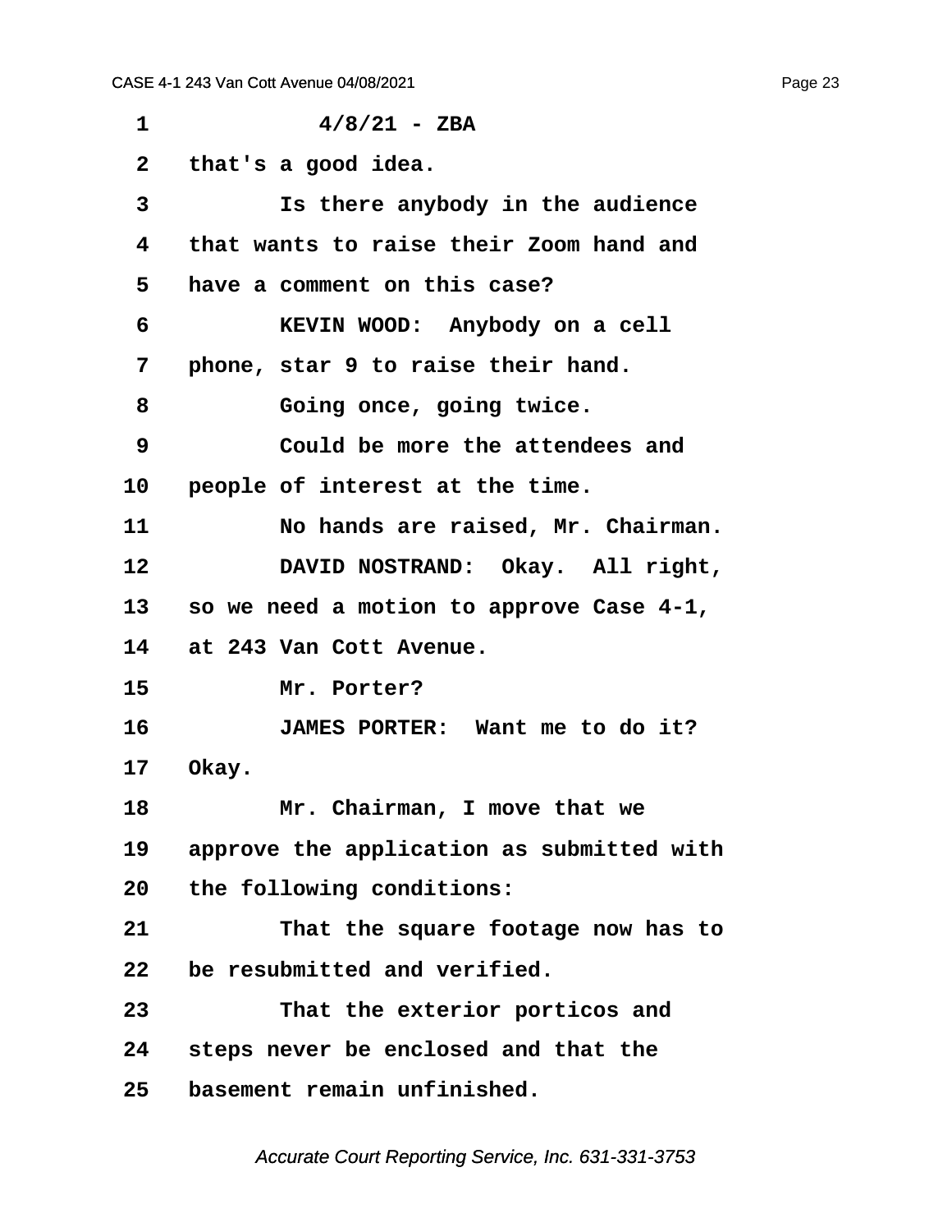4/8/21 - ZBA

that's a good idea.

Is there anybody in the audience that wants to raise their Zoom hand and have a comment on this case?

KEVIN WOOD: Anybody on a cell phone, star 9 to raise their hand.

Going once, going twice.

Could be more the attendees and people of interest at the time.

No hands are raised, Mr. Chairman.

DAVID NOSTRAND: Okay. All right, so we need a motion to approve Case 4-1, at 243 Van Cott Avenue.

Mr. Porter?

JAMES PORTER: Want me to do it? Okay.

Mr. Chairman, I move that we approve the application as submitted with the following conditions:

That the square footage now has to be resubmitted and verified.

That the exterior porticos and steps never be enclosed and that the basement remain unfinished.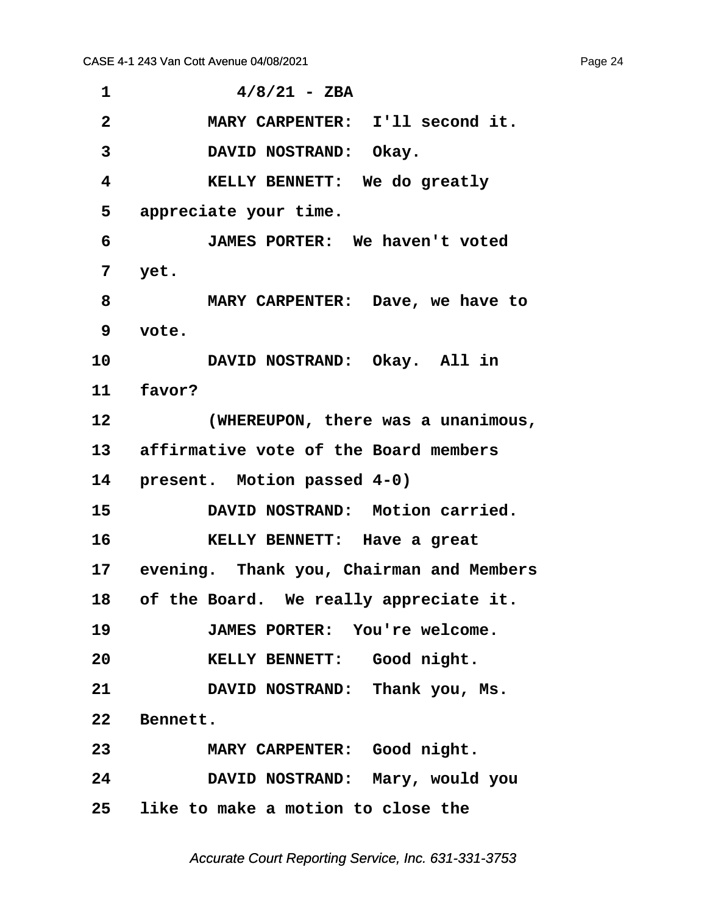4/8/21 - ZBA

MARY CARPENTER: I'll second it.

DAVID NOSTRAND: Okay.

KELLY BENNETT: We do greatly appreciate your time.

JAMES PORTER: We haven't voted yet.

MARY CARPENTER: Dave, we have to vote.

DAVID NOSTRAND: Okay. All in favor?

(WHEREUPON, there was a unanimous, affirmative vote of the Board members present. Motion passed 4-0)

DAVID NOSTRAND: Motion carried.

KELLY BENNETT: Have a great evening. Thank you, Chairman and Members of the Board. We really appreciate it.

JAMES PORTER: You're welcome.

KELLY BENNETT: Good night.

DAVID NOSTRAND: Thank you, Ms. Bennett.

MARY CARPENTER: Good night.

DAVID NOSTRAND: Mary, would you like to make a motion to close the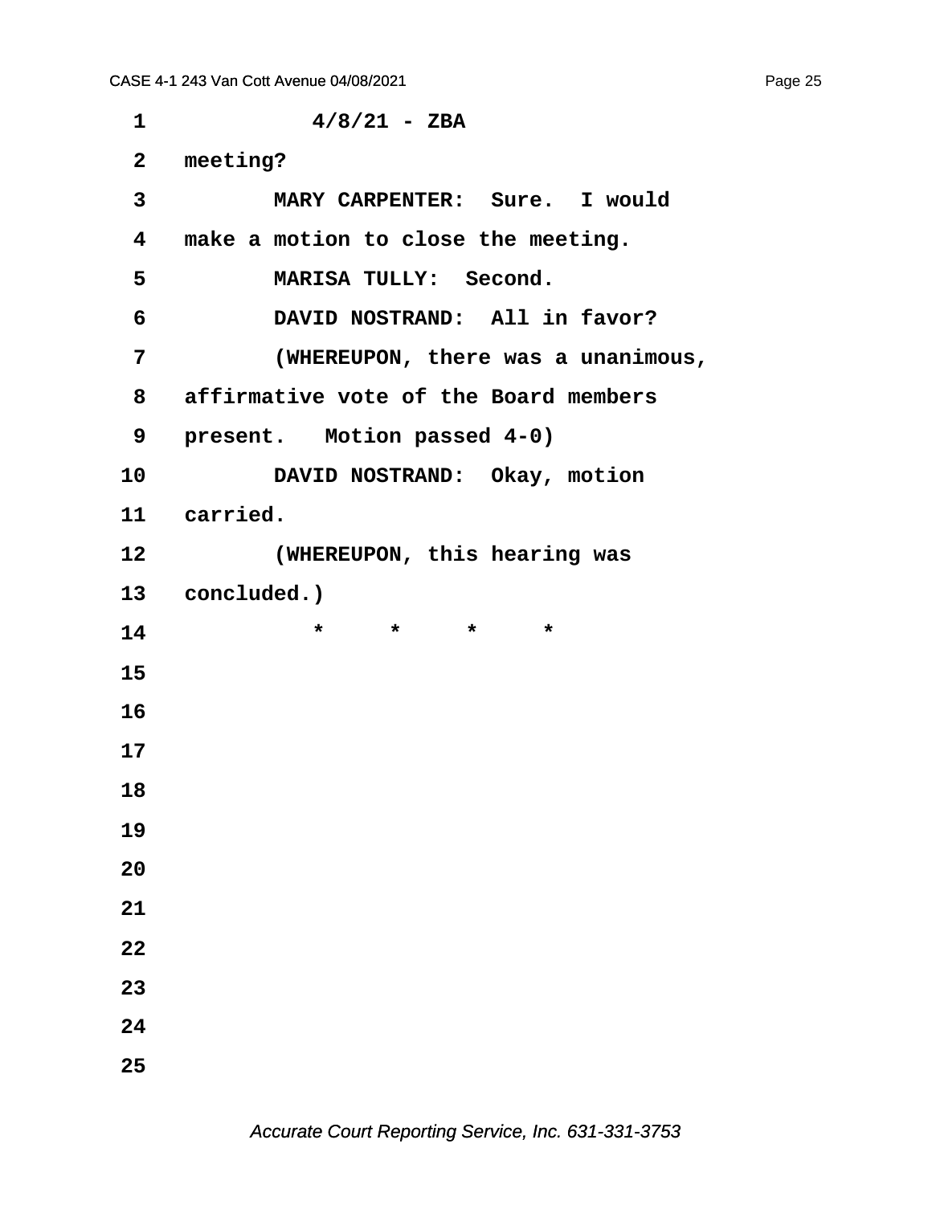4/8/21 - ZBA

meeting?

MARY CARPENTER: Sure. I would make a motion to close the meeting.

MARISA TULLY: Second.

DAVID NOSTRAND: All in favor?

(WHEREUPON, there was a unanimous, affirmative vote of the Board members present. Motion passed 4-0)

DAVID NOSTRAND: Okay, motion carried.

(WHEREUPON, this hearing was concluded.)

\* \* \* \*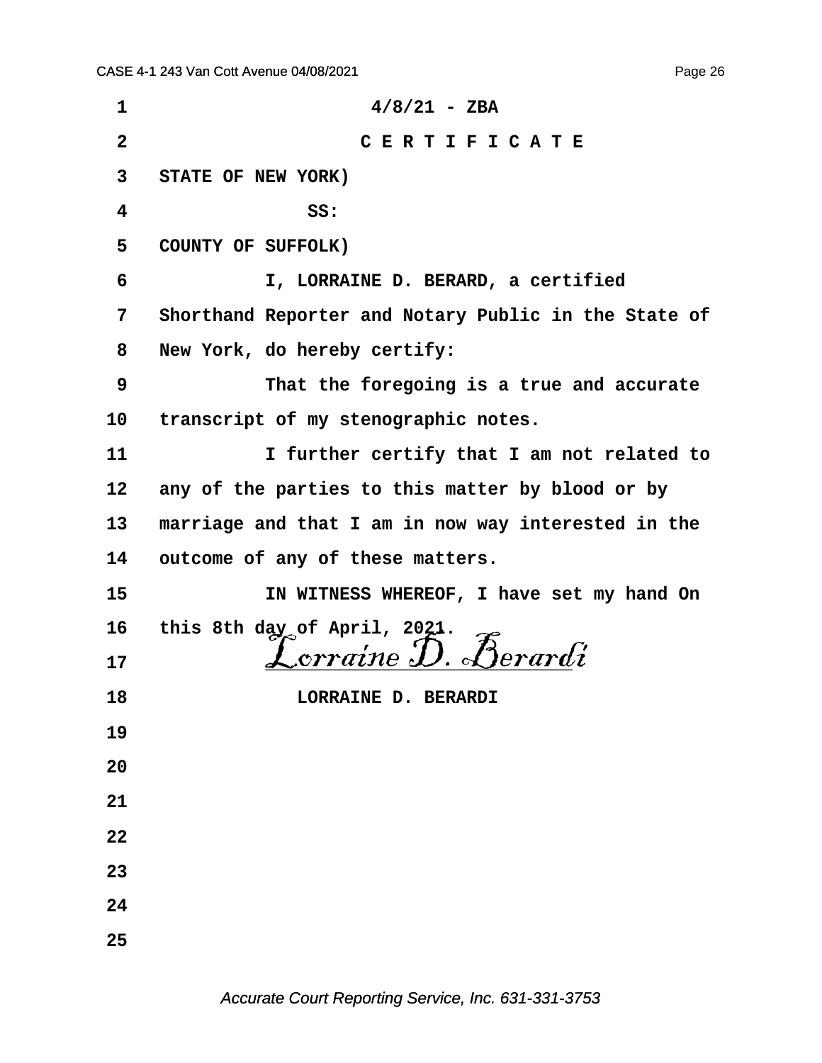4/8/21 - ZBA

C E R T I F I C A T E

STATE OF NEW YORK)

SS:

COUNTY OF SUFFOLK)

I, LORRAINE D. BERARD, a certified Shorthand Reporter and Notary Public in the State of New York, do hereby certify:

That the foregoing is a true and accurate transcript of my stenographic notes.

I further certify that I am not related to any of the parties to this matter by blood or by marriage and that I am in now way interested in the outcome of any of these matters.

IN WITNESS WHEREOF, I have set my hand On this 8th day of April, 2021.

*Lorraine D. Berardi*

LORRAINE D. BERARDI

Accurate Court Reporting Service, Inc. 631-331-3753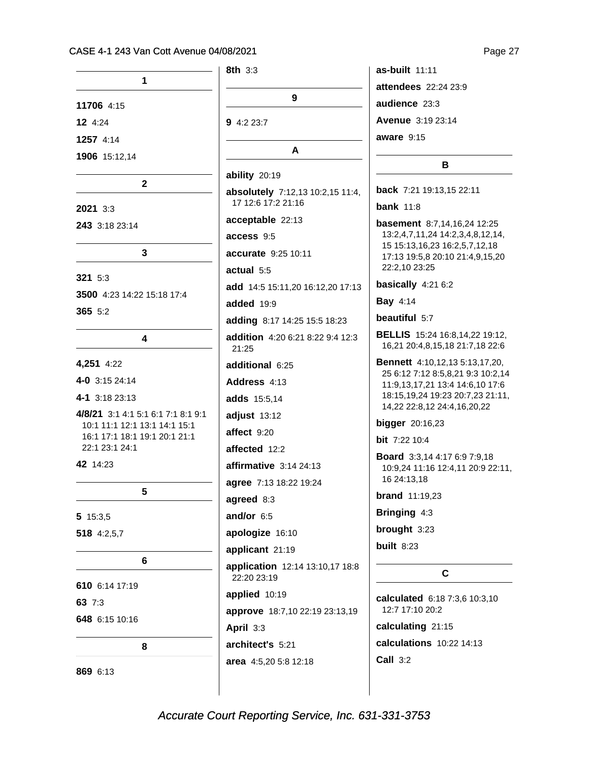## 1

**11706** 4:15

**12** 4:24

**1257** 4:14

**1906** 15:12,14

## 2

**2021** 3:3

**243** 3:18 23:14

## 3

**321** 5:3

**3500** 4:23 14:22 15:18 17:4

**365** 5:2

## 4

**4,251** 4:22

**4-0** 3:15 24:14

**4-1** 3:18 23:13

**4/8/21** 3:1 4:1 5:1 6:1 7:1 8:1 9:1 10:1 11:1 12:1 13:1 14:1 15:1 16:1 17:1 18:1 19:1 20:1 21:1 22:1 23:1 24:1

**42** 14:23

## 5

**5** 15:3,5

**518** 4:2,5,7

## 6

**610** 6:14 17:19

**63** 7:3

**648** 6:15 10:16

## 8

**869** 6:13

**8th** 3:3

## 9

**9** 4:2 23:7

## A

**ability** 20:19

**absolutely** 7:12,13 10:2,15 11:4, 17 12:6 17:2 21:16

**acceptable** 22:13

**access** 9:5

**accurate** 9:25 10:11

**actual** 5:5

**add** 14:5 15:11,20 16:12,20 17:13

**added** 19:9

**adding** 8:17 14:25 15:5 18:23

**addition** 4:20 6:21 8:22 9:4 12:3 21:25

**additional** 6:25

**Address** 4:13

**adds** 15:5,14

**adjust** 13:12

**affect** 9:20

**affected** 12:2

**affirmative** 3:14 24:13

**agree** 7:13 18:22 19:24

**agreed** 8:3

**and/or** 6:5

**apologize** 16:10

**applicant** 21:19

**application** 12:14 13:10,17 18:8 22:20 23:19

**applied** 10:19

**approve** 18:7,10 22:19 23:13,19

**April** 3:3

**architect's** 5:21

**area** 4:5,20 5:8 12:18

**as-built** 11:11

**attendees** 22:24 23:9

**audience** 23:3

**Avenue** 3:19 23:14

**aware** 9:15

## B

**back** 7:21 19:13,15 22:11

**bank** 11:8

**basement** 8:7,14,16,24 12:25 13:2,4,7,11,24 14:2,3,4,8,12,14, 15 15:13,16,23 16:2,5,7,12,18 17:13 19:5,8 20:10 21:4,9,15,20 22:2,10 23:25

**basically** 4:21 6:2

**Bay** 4:14

**beautiful** 5:7

**BELLIS** 15:24 16:8,14,22 19:12, 16,21 20:4,8,15,18 21:7,18 22:6

**Bennett** 4:10,12,13 5:13,17,20, 25 6:12 7:12 8:5,8,21 9:3 10:2,14 11:9,13,17,21 13:4 14:6,10 17:6 18:15,19,24 19:23 20:7,23 21:11, 14,22 22:8,12 24:4,16,20,22

**bigger** 20:16,23

**bit** 7:22 10:4

**Board** 3:3,14 4:17 6:9 7:9,18 10:9,24 11:16 12:4,11 20:9 22:11, 16 24:13,18

**brand** 11:19,23

**Bringing** 4:3

**brought** 3:23

**built** 8:23

## C

**calculated** 6:18 7:3,6 10:3,10 12:7 17:10 20:2

**calculating** 21:15

**calculations** 10:22 14:13

**Call** 3:2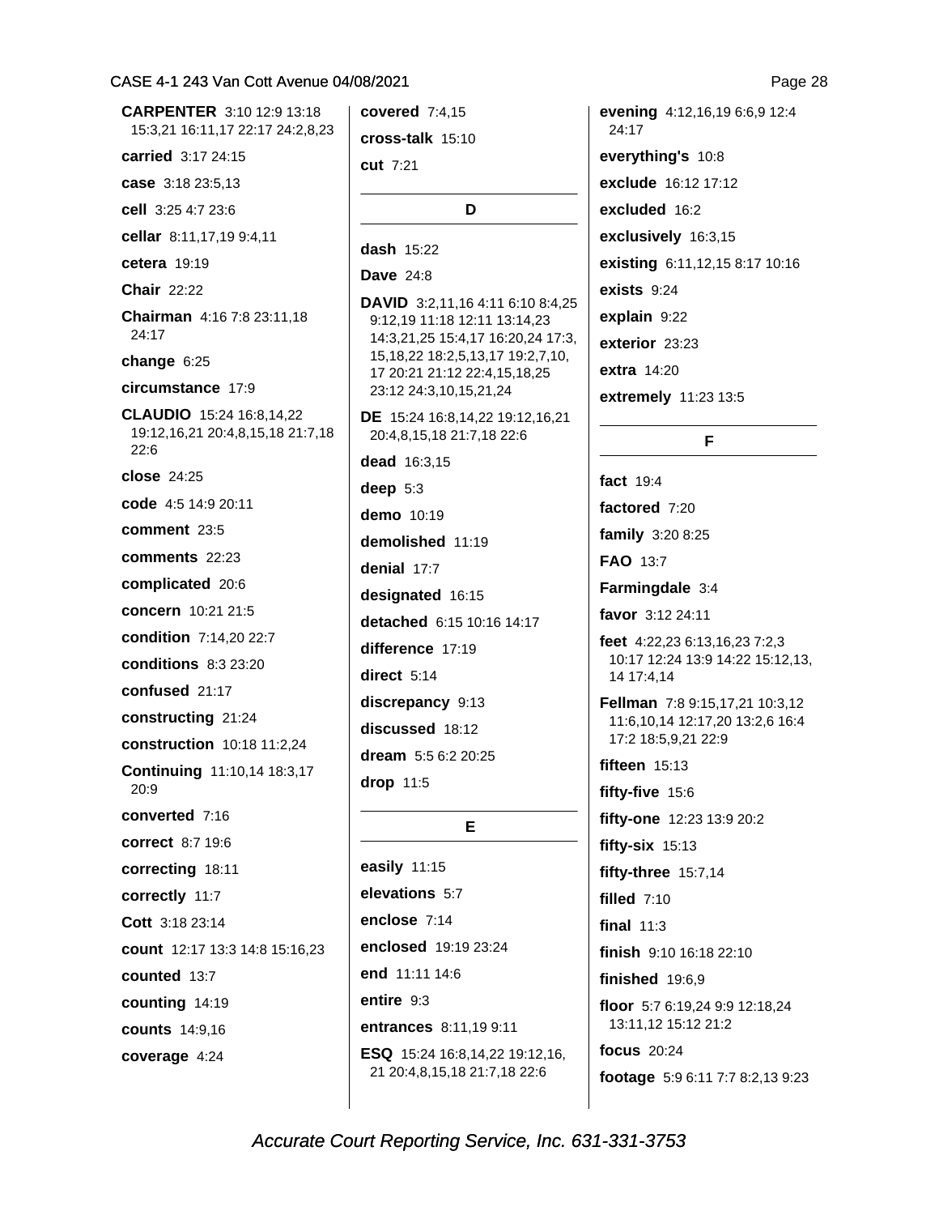**CARPENTER** 3:10 12:9 13:18 15:3,21 16:11,17 22:17 24:2,8,23

**carried** 3:17 24:15

**case** 3:18 23:5,13

**cell** 3:25 4:7 23:6

**cellar** 8:11,17,19 9:4,11

**cetera** 19:19

**Chair** 22:22

**Chairman** 4:16 7:8 23:11,18 24:17

**change** 6:25

**circumstance** 17:9

**CLAUDIO** 15:24 16:8,14,22 19:12,16,21 20:4,8,15,18 21:7,18 22:6

**close** 24:25

**code** 4:5 14:9 20:11

**comment** 23:5

**comments** 22:23

**complicated** 20:6

**concern** 10:21 21:5

**condition** 7:14,20 22:7

**conditions** 8:3 23:20

**confused** 21:17

**constructing** 21:24

**construction** 10:18 11:2,24

**Continuing** 11:10,14 18:3,17 20:9

**converted** 7:16

**correct** 8:7 19:6

**correcting** 18:11

**correctly** 11:7

**Cott** 3:18 23:14

**count** 12:17 13:3 14:8 15:16,23

**counted** 13:7

**counting** 14:19

**counts** 14:9,16

**coverage** 4:24

**covered** 7:4,15

**cross-talk** 15:10

**cut** 7:21

## D

**dash** 15:22

**Dave** 24:8

**DAVID** 3:2,11,16 4:11 6:10 8:4,25 9:12,19 11:18 12:11 13:14,23 14:3,21,25 15:4,17 16:20,24 17:3, 15,18,22 18:2,5,13,17 19:2,7,10, 17 20:21 21:12 22:4,15,18,25 23:12 24:3,10,15,21,24

**DE** 15:24 16:8,14,22 19:12,16,21 20:4,8,15,18 21:7,18 22:6

**dead** 16:3,15

**deep** 5:3

**demo** 10:19

**demolished** 11:19

**denial** 17:7

**designated** 16:15

**detached** 6:15 10:16 14:17

**difference** 17:19

**direct** 5:14

**discrepancy** 9:13

**discussed** 18:12

**dream** 5:5 6:2 20:25

**drop** 11:5

## E

**easily** 11:15

**elevations** 5:7

**enclose** 7:14

**enclosed** 19:19 23:24

**end** 11:11 14:6

**entire** 9:3

**entrances** 8:11,19 9:11

**ESQ** 15:24 16:8,14,22 19:12,16, 21 20:4,8,15,18 21:7,18 22:6

**evening** 4:12,16,19 6:6,9 12:4 24:17

**everything's** 10:8

**exclude** 16:12 17:12

**excluded** 16:2

**exclusively** 16:3,15

**existing** 6:11,12,15 8:17 10:16

**exists** 9:24

**explain** 9:22

**exterior** 23:23

**extra** 14:20

**extremely** 11:23 13:5

## F

**fact** 19:4

**factored** 7:20

**family** 3:20 8:25

**FAO** 13:7

**Farmingdale** 3:4

**favor** 3:12 24:11

**feet** 4:22,23 6:13,16,23 7:2,3 10:17 12:24 13:9 14:22 15:12,13, 14 17:4,14

**Fellman** 7:8 9:15,17,21 10:3,12 11:6,10,14 12:17,20 13:2,6 16:4 17:2 18:5,9,21 22:9

**fifteen** 15:13

**fifty-five** 15:6

**fifty-one** 12:23 13:9 20:2

**fifty-six** 15:13

**fifty-three** 15:7,14

**filled** 7:10

**final** 11:3

**finish** 9:10 16:18 22:10

**finished** 19:6,9

**floor** 5:7 6:19,24 9:9 12:18,24 13:11,12 15:12 21:2

**focus** 20:24

**footage** 5:9 6:11 7:7 8:2,13 9:23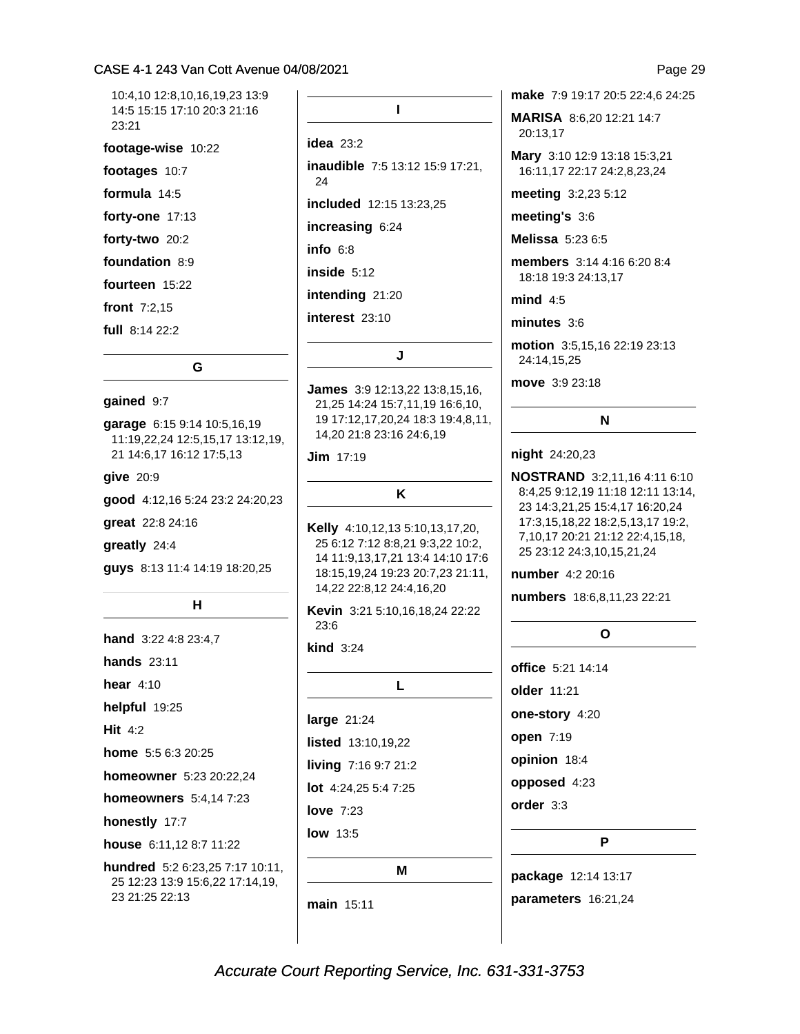10:4,10 12:8,10,16,19,23 13:9 14:5 15:15 17:10 20:3 21:16 23:21

**footage-wise** 10:22

**footages** 10:7

**formula** 14:5

**forty-one** 17:13

**forty-two** 20:2

**foundation** 8:9

**fourteen** 15:22

**front** 7:2,15

**full** 8:14 22:2

## G

**gained** 9:7

**garage** 6:15 9:14 10:5,16,19 11:19,22,24 12:5,15,17 13:12,19, 21 14:6,17 16:12 17:5,13

**give** 20:9

**good** 4:12,16 5:24 23:2 24:20,23

**great** 22:8 24:16

**greatly** 24:4

**guys** 8:13 11:4 14:19 18:20,25

## H

**hand** 3:22 4:8 23:4,7

**hands** 23:11

**hear** 4:10

**helpful** 19:25

**Hit** 4:2

**home** 5:5 6:3 20:25

**homeowner** 5:23 20:22,24

**homeowners** 5:4,14 7:23

**honestly** 17:7

**house** 6:11,12 8:7 11:22

**hundred** 5:2 6:23,25 7:17 10:11, 25 12:23 13:9 15:6,22 17:14,19, 23 21:25 22:13

## I

**idea** 23:2

**inaudible** 7:5 13:12 15:9 17:21, 24

**included** 12:15 13:23,25

**increasing** 6:24

**info** 6:8

**inside** 5:12

**intending** 21:20

**interest** 23:10

## J

**James** 3:9 12:13,22 13:8,15,16, 21,25 14:24 15:7,11,19 16:6,10, 19 17:12,17,20,24 18:3 19:4,8,11, 14,20 21:8 23:16 24:6,19

**Jim** 17:19

## K

**Kelly** 4:10,12,13 5:10,13,17,20, 25 6:12 7:12 8:8,21 9:3,22 10:2, 14 11:9,13,17,21 13:4 14:10 17:6 18:15,19,24 19:23 20:7,23 21:11, 14,22 22:8,12 24:4,16,20

**Kevin** 3:21 5:10,16,18,24 22:22 23:6

**kind** 3:24

## L

**large** 21:24

**listed** 13:10,19,22

**living** 7:16 9:7 21:2

**lot** 4:24,25 5:4 7:25

**love** 7:23

**low** 13:5

## M

**main** 15:11

**make** 7:9 19:17 20:5 22:4,6 24:25

**MARISA** 8:6,20 12:21 14:7 20:13,17

**Mary** 3:10 12:9 13:18 15:3,21 16:11,17 22:17 24:2,8,23,24

**meeting** 3:2,23 5:12

**meeting's** 3:6

**Melissa** 5:23 6:5

**members** 3:14 4:16 6:20 8:4 18:18 19:3 24:13,17

**mind** 4:5

**minutes** 3:6

**motion** 3:5,15,16 22:19 23:13 24:14,15,25

**move** 3:9 23:18

## N

**night** 24:20,23

**NOSTRAND** 3:2,11,16 4:11 6:10 8:4,25 9:12,19 11:18 12:11 13:14, 23 14:3,21,25 15:4,17 16:20,24 17:3,15,18,22 18:2,5,13,17 19:2, 7,10,17 20:21 21:12 22:4,15,18, 25 23:12 24:3,10,15,21,24

**number** 4:2 20:16

**numbers** 18:6,8,11,23 22:21

## O

**office** 5:21 14:14

**older** 11:21

**one-story** 4:20

**open** 7:19

**opinion** 18:4

**opposed** 4:23

**order** 3:3

## P

**package** 12:14 13:17

**parameters** 16:21,24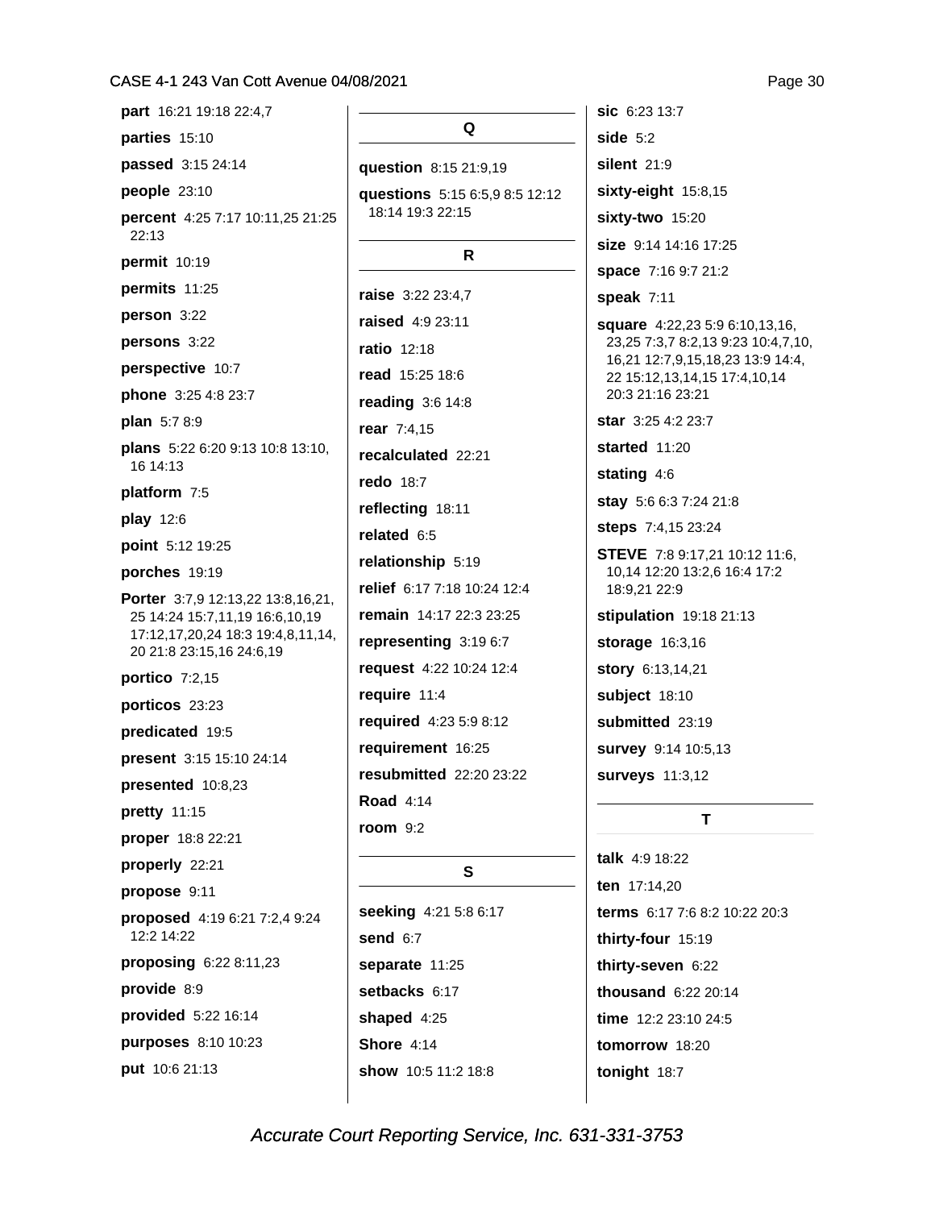**part** 16:21 19:18 22:4,7

**parties** 15:10

**passed** 3:15 24:14

**people** 23:10

**percent** 4:25 7:17 10:11,25 21:25 22:13

**permit** 10:19

**permits** 11:25

**person** 3:22

**persons** 3:22

**perspective** 10:7

**phone** 3:25 4:8 23:7

**plan** 5:7 8:9

**plans** 5:22 6:20 9:13 10:8 13:10, 16 14:13

**platform** 7:5

**play** 12:6

**point** 5:12 19:25

**porches** 19:19

**Porter** 3:7,9 12:13,22 13:8,16,21, 25 14:24 15:7,11,19 16:6,10,19 17:12,17,20,24 18:3 19:4,8,11,14, 20 21:8 23:15,16 24:6,19

**portico** 7:2,15

**porticos** 23:23

**predicated** 19:5

**present** 3:15 15:10 24:14

**presented** 10:8,23

**pretty** 11:15

**proper** 18:8 22:21

**properly** 22:21

**propose** 9:11

**proposed** 4:19 6:21 7:2,4 9:24 12:2 14:22

**proposing** 6:22 8:11,23

**provide** 8:9

**provided** 5:22 16:14

**purposes** 8:10 10:23

**put** 10:6 21:13

## Q

**question** 8:15 21:9,19

**questions** 5:15 6:5,9 8:5 12:12 18:14 19:3 22:15

## R

**raise** 3:22 23:4,7

**raised** 4:9 23:11

**ratio** 12:18

**read** 15:25 18:6

**reading** 3:6 14:8

**rear** 7:4,15

**recalculated** 22:21

**redo** 18:7

**reflecting** 18:11

**related** 6:5

**relationship** 5:19

**relief** 6:17 7:18 10:24 12:4

**remain** 14:17 22:3 23:25

**representing** 3:19 6:7

**request** 4:22 10:24 12:4

**require** 11:4

**required** 4:23 5:9 8:12

**requirement** 16:25

**resubmitted** 22:20 23:22

**Road** 4:14

**room** 9:2

## S

**seeking** 4:21 5:8 6:17

**send** 6:7

**separate** 11:25

**setbacks** 6:17

**shaped** 4:25

**Shore** 4:14

**show** 10:5 11:2 18:8

**sic** 6:23 13:7

**side** 5:2

**silent** 21:9

**sixty-eight** 15:8,15

**sixty-two** 15:20

**size** 9:14 14:16 17:25

**space** 7:16 9:7 21:2

**speak** 7:11

**square** 4:22,23 5:9 6:10,13,16, 23,25 7:3,7 8:2,13 9:23 10:4,7,10, 16,21 12:7,9,15,18,23 13:9 14:4, 22 15:12,13,14,15 17:4,10,14 20:3 21:16 23:21

**star** 3:25 4:2 23:7

**started** 11:20

**stating** 4:6

**stay** 5:6 6:3 7:24 21:8

**steps** 7:4,15 23:24

**STEVE** 7:8 9:17,21 10:12 11:6, 10,14 12:20 13:2,6 16:4 17:2 18:9,21 22:9

**stipulation** 19:18 21:13

**storage** 16:3,16

**story** 6:13,14,21

**subject** 18:10

**submitted** 23:19

**survey** 9:14 10:5,13

**surveys** 11:3,12

## T

**talk** 4:9 18:22

**ten** 17:14,20

**terms** 6:17 7:6 8:2 10:22 20:3

**thirty-four** 15:19

**thirty-seven** 6:22

**thousand** 6:22 20:14

**time** 12:2 23:10 24:5

**tomorrow** 18:20

**tonight** 18:7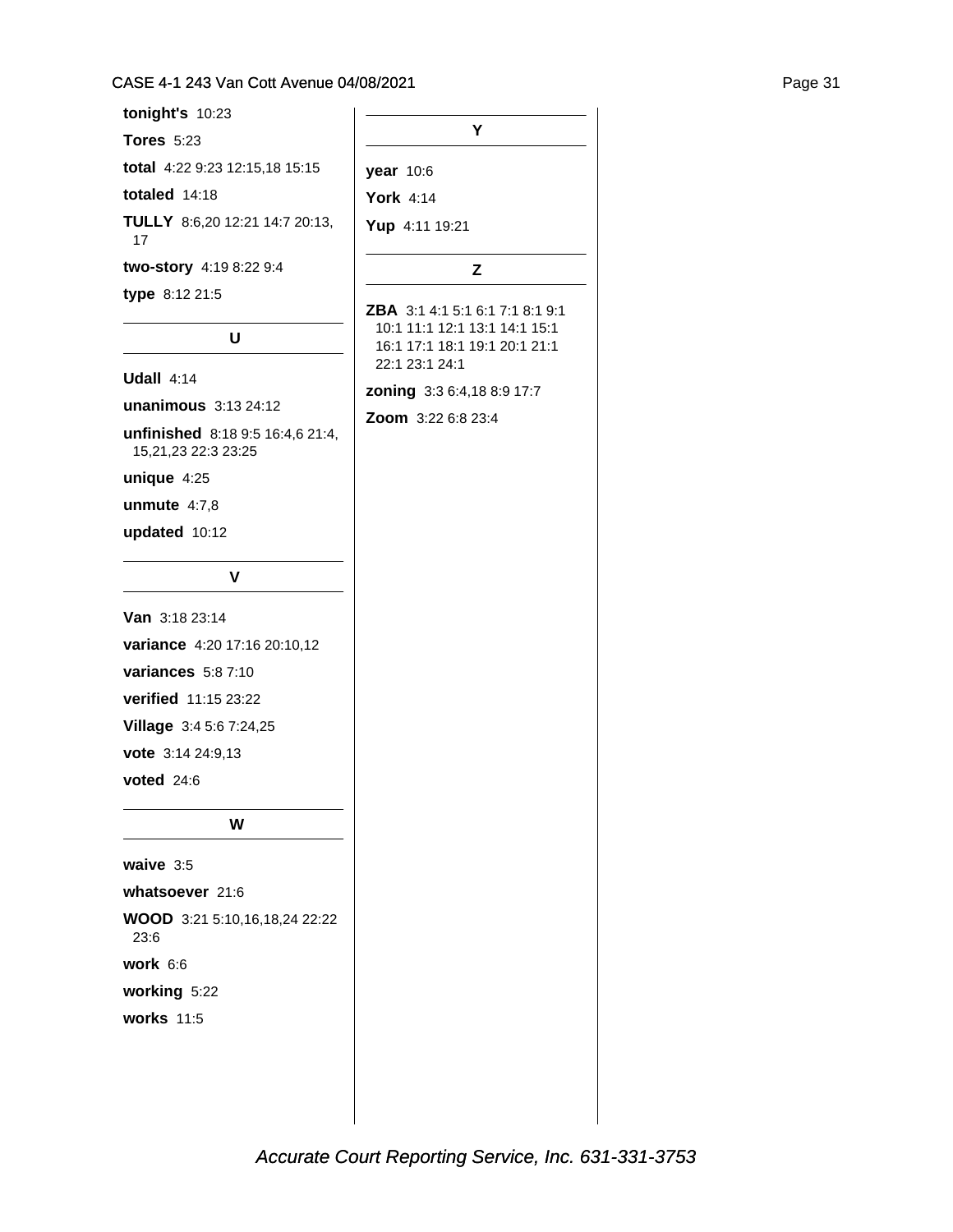**tonight's** 10:23

**Tores** 5:23

**total** 4:22 9:23 12:15,18 15:15

**totaled** 14:18

**TULLY** 8:6,20 12:21 14:7 20:13, 17

**two-story** 4:19 8:22 9:4

**type** 8:12 21:5

## U

**Udall** 4:14

**unanimous** 3:13 24:12

**unfinished** 8:18 9:5 16:4,6 21:4, 15,21,23 22:3 23:25

**unique** 4:25

**unmute** 4:7,8

**updated** 10:12

## V

**Van** 3:18 23:14

**variance** 4:20 17:16 20:10,12

**variances** 5:8 7:10

**verified** 11:15 23:22

**Village** 3:4 5:6 7:24,25

**vote** 3:14 24:9,13

**voted** 24:6

## W

**waive** 3:5

**whatsoever** 21:6

**WOOD** 3:21 5:10,16,18,24 22:22 23:6

**work** 6:6

**working** 5:22

**works** 11:5

## Y

**year** 10:6

**York** 4:14

**Yup** 4:11 19:21

## Z

**ZBA** 3:1 4:1 5:1 6:1 7:1 8:1 9:1 10:1 11:1 12:1 13:1 14:1 15:1 16:1 17:1 18:1 19:1 20:1 21:1 22:1 23:1 24:1

**zoning** 3:3 6:4,18 8:9 17:7

**Zoom** 3:22 6:8 23:4